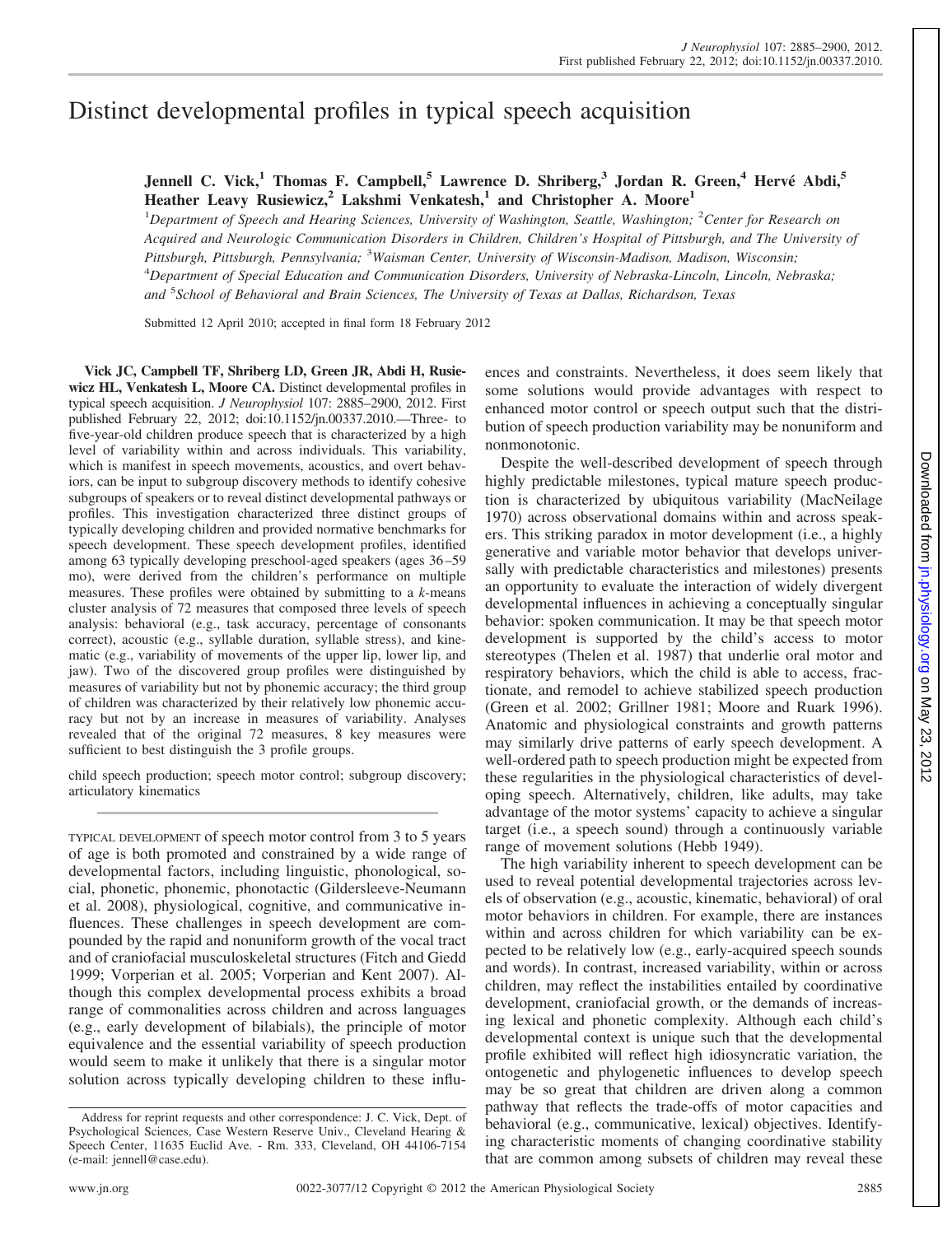# Distinct developmental profiles in typical speech acquisition

**Jennell C. Vick,[1] Thomas F. Campbell,[5] Lawrence D. Shriberg,[3] Jordan R. Green,[4] Hervé Abdi,[5] Heather Leavy Rusiewicz,[2] Lakshmi Venkatesh,[1] and Christopher A. Moore[1]**

[1]*Department of Speech and Hearing Sciences, University of Washington, Seattle, Washington;* [2]*Center for Research on Acquired and Neurologic Communication Disorders in Children, Children's Hospital of Pittsburgh, and The University of Pittsburgh, Pittsburgh, Pennsylvania;* [3]*Waisman Center, University of Wisconsin-Madison, Madison, Wisconsin;* [4]*Department of Special Education and Communication Disorders, University of Nebraska-Lincoln, Lincoln, Nebraska; and* [5]*School of Behavioral and Brain Sciences, The University of Texas at Dallas, Richardson, Texas*

Submitted 12 April 2010; accepted in final form 18 February 2012

**Vick JC, Campbell TF, Shriberg LD, Green JR, Abdi H, Rusiewicz HL, Venkatesh L, Moore CA.** Distinct developmental profiles in typical speech acquisition. *J Neurophysiol* 107: 2885–2900, 2012. First published February 22, 2012; doi:10.1152/jn.00337.2010.—Three- to five-year-old children produce speech that is characterized by a high level of variability within and across individuals. This variability, which is manifest in speech movements, acoustics, and overt behaviors, can be input to subgroup discovery methods to identify cohesive subgroups of speakers or to reveal distinct developmental pathways or profiles. This investigation characterized three distinct groups of typically developing children and provided normative benchmarks for speech development. These speech development profiles, identified among 63 typically developing preschool-aged speakers (ages 36–59 mo), were derived from the children's performance on multiple measures. These profiles were obtained by submitting to a *k*-means cluster analysis of 72 measures that composed three levels of speech analysis: behavioral (e.g., task accuracy, percentage of consonants correct), acoustic (e.g., syllable duration, syllable stress), and kinematic (e.g., variability of movements of the upper lip, lower lip, and jaw). Two of the discovered group profiles were distinguished by measures of variability but not by phonemic accuracy; the third group of children was characterized by their relatively low phonemic accuracy but not by an increase in measures of variability. Analyses revealed that of the original 72 measures, 8 key measures were sufficient to best distinguish the 3 profile groups.

child speech production; speech motor control; subgroup discovery; articulatory kinematics

TYPICAL DEVELOPMENT of speech motor control from 3 to 5 years of age is both promoted and constrained by a wide range of developmental factors, including linguistic, phonological, social, phonetic, phonemic, phonotactic (Gildersleeve-Neumann et al. 2008), physiological, cognitive, and communicative influences. These challenges in speech development are compounded by the rapid and nonuniform growth of the vocal tract and of craniofacial musculoskeletal structures (Fitch and Giedd 1999; Vorperian et al. 2005; Vorperian and Kent 2007). Although this complex developmental process exhibits a broad range of commonalities across children and across languages (e.g., early development of bilabials), the principle of motor equivalence and the essential variability of speech production would seem to make it unlikely that there is a singular motor solution across typically developing children to these influences and constraints. Nevertheless, it does seem likely that some solutions would provide advantages with respect to enhanced motor control or speech output such that the distribution of speech production variability may be nonuniform and nonmonotonic.

Despite the well-described development of speech through highly predictable milestones, typical mature speech production is characterized by ubiquitous variability (MacNeilage 1970) across observational domains within and across speakers. This striking paradox in motor development (i.e., a highly generative and variable motor behavior that develops universally with predictable characteristics and milestones) presents an opportunity to evaluate the interaction of widely divergent developmental influences in achieving a conceptually singular behavior: spoken communication. It may be that speech motor development is supported by the child's access to motor stereotypes (Thelen et al. 1987) that underlie oral motor and respiratory behaviors, which the child is able to access, fractionate, and remodel to achieve stabilized speech production (Green et al. 2002; Grillner 1981; Moore and Ruark 1996). Anatomic and physiological constraints and growth patterns may similarly drive patterns of early speech development. A well-ordered path to speech production might be expected from these regularities in the physiological characteristics of developing speech. Alternatively, children, like adults, may take advantage of the motor systems' capacity to achieve a singular target (i.e., a speech sound) through a continuously variable range of movement solutions (Hebb 1949).

The high variability inherent to speech development can be used to reveal potential developmental trajectories across levels of observation (e.g., acoustic, kinematic, behavioral) of oral motor behaviors in children. For example, there are instances within and across children for which variability can be expected to be relatively low (e.g., early-acquired speech sounds and words). In contrast, increased variability, within or across children, may reflect the instabilities entailed by coordinative development, craniofacial growth, or the demands of increasing lexical and phonetic complexity. Although each child's developmental context is unique such that the developmental profile exhibited will reflect high idiosyncratic variation, the ontogenetic and phylogenetic influences to develop speech may be so great that children are driven along a common pathway that reflects the trade-offs of motor capacities and behavioral (e.g., communicative, lexical) objectives. Identifying characteristic moments of changing coordinative stability that are common among subsets of children may reveal these

Address for reprint requests and other correspondence: J. C. Vick, Dept. of Psychological Sciences, Case Western Reserve Univ., Cleveland Hearing & Speech Center, 11635 Euclid Ave. - Rm. 333, Cleveland, OH 44106-7154 (e-mail: jennell@case.edu).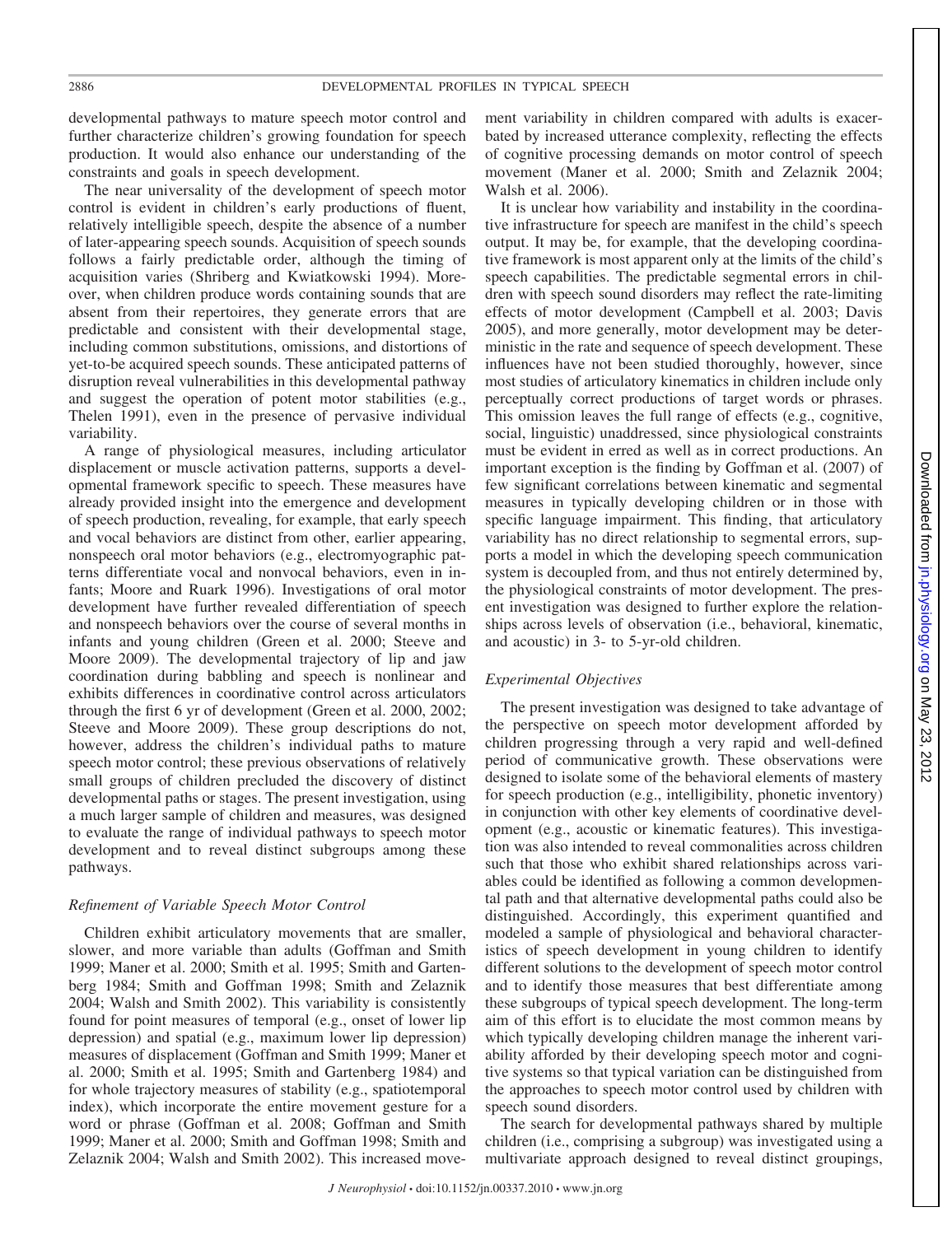developmental pathways to mature speech motor control and further characterize children's growing foundation for speech production. It would also enhance our understanding of the constraints and goals in speech development.

The near universality of the development of speech motor control is evident in children's early productions of fluent, relatively intelligible speech, despite the absence of a number of later-appearing speech sounds. Acquisition of speech sounds follows a fairly predictable order, although the timing of acquisition varies (Shriberg and Kwiatkowski 1994). Moreover, when children produce words containing sounds that are absent from their repertoires, they generate errors that are predictable and consistent with their developmental stage, including common substitutions, omissions, and distortions of yet-to-be acquired speech sounds. These anticipated patterns of disruption reveal vulnerabilities in this developmental pathway and suggest the operation of potent motor stabilities (e.g., Thelen 1991), even in the presence of pervasive individual variability.

A range of physiological measures, including articulator displacement or muscle activation patterns, supports a developmental framework specific to speech. These measures have already provided insight into the emergence and development of speech production, revealing, for example, that early speech and vocal behaviors are distinct from other, earlier appearing, nonspeech oral motor behaviors (e.g., electromyographic patterns differentiate vocal and nonvocal behaviors, even in infants; Moore and Ruark 1996). Investigations of oral motor development have further revealed differentiation of speech and nonspeech behaviors over the course of several months in infants and young children (Green et al. 2000; Steeve and Moore 2009). The developmental trajectory of lip and jaw coordination during babbling and speech is nonlinear and exhibits differences in coordinative control across articulators through the first 6 yr of development (Green et al. 2000, 2002; Steeve and Moore 2009). These group descriptions do not, however, address the children's individual paths to mature speech motor control; these previous observations of relatively small groups of children precluded the discovery of distinct developmental paths or stages. The present investigation, using a much larger sample of children and measures, was designed to evaluate the range of individual pathways to speech motor development and to reveal distinct subgroups among these pathways.

### *Refinement of Variable Speech Motor Control*

Children exhibit articulatory movements that are smaller, slower, and more variable than adults (Goffman and Smith 1999; Maner et al. 2000; Smith et al. 1995; Smith and Gartenberg 1984; Smith and Goffman 1998; Smith and Zelaznik 2004; Walsh and Smith 2002). This variability is consistently found for point measures of temporal (e.g., onset of lower lip depression) and spatial (e.g., maximum lower lip depression) measures of displacement (Goffman and Smith 1999; Maner et al. 2000; Smith et al. 1995; Smith and Gartenberg 1984) and for whole trajectory measures of stability (e.g., spatiotemporal index), which incorporate the entire movement gesture for a word or phrase (Goffman et al. 2008; Goffman and Smith 1999; Maner et al. 2000; Smith and Goffman 1998; Smith and Zelaznik 2004; Walsh and Smith 2002). This increased movement variability in children compared with adults is exacerbated by increased utterance complexity, reflecting the effects of cognitive processing demands on motor control of speech movement (Maner et al. 2000; Smith and Zelaznik 2004; Walsh et al. 2006).

It is unclear how variability and instability in the coordinative infrastructure for speech are manifest in the child's speech output. It may be, for example, that the developing coordinative framework is most apparent only at the limits of the child's speech capabilities. The predictable segmental errors in children with speech sound disorders may reflect the rate-limiting effects of motor development (Campbell et al. 2003; Davis 2005), and more generally, motor development may be deterministic in the rate and sequence of speech development. These influences have not been studied thoroughly, however, since most studies of articulatory kinematics in children include only perceptually correct productions of target words or phrases. This omission leaves the full range of effects (e.g., cognitive, social, linguistic) unaddressed, since physiological constraints must be evident in erred as well as in correct productions. An important exception is the finding by Goffman et al. (2007) of few significant correlations between kinematic and segmental measures in typically developing children or in those with specific language impairment. This finding, that articulatory variability has no direct relationship to segmental errors, supports a model in which the developing speech communication system is decoupled from, and thus not entirely determined by, the physiological constraints of motor development. The present investigation was designed to further explore the relationships across levels of observation (i.e., behavioral, kinematic, and acoustic) in 3- to 5-yr-old children.

### *Experimental Objectives*

The present investigation was designed to take advantage of the perspective on speech motor development afforded by children progressing through a very rapid and well-defined period of communicative growth. These observations were designed to isolate some of the behavioral elements of mastery for speech production (e.g., intelligibility, phonetic inventory) in conjunction with other key elements of coordinative development (e.g., acoustic or kinematic features). This investigation was also intended to reveal commonalities across children such that those who exhibit shared relationships across variables could be identified as following a common developmental path and that alternative developmental paths could also be distinguished. Accordingly, this experiment quantified and modeled a sample of physiological and behavioral characteristics of speech development in young children to identify different solutions to the development of speech motor control and to identify those measures that best differentiate among these subgroups of typical speech development. The long-term aim of this effort is to elucidate the most common means by which typically developing children manage the inherent variability afforded by their developing speech motor and cognitive systems so that typical variation can be distinguished from the approaches to speech motor control used by children with speech sound disorders.

The search for developmental pathways shared by multiple children (i.e., comprising a subgroup) was investigated using a multivariate approach designed to reveal distinct groupings,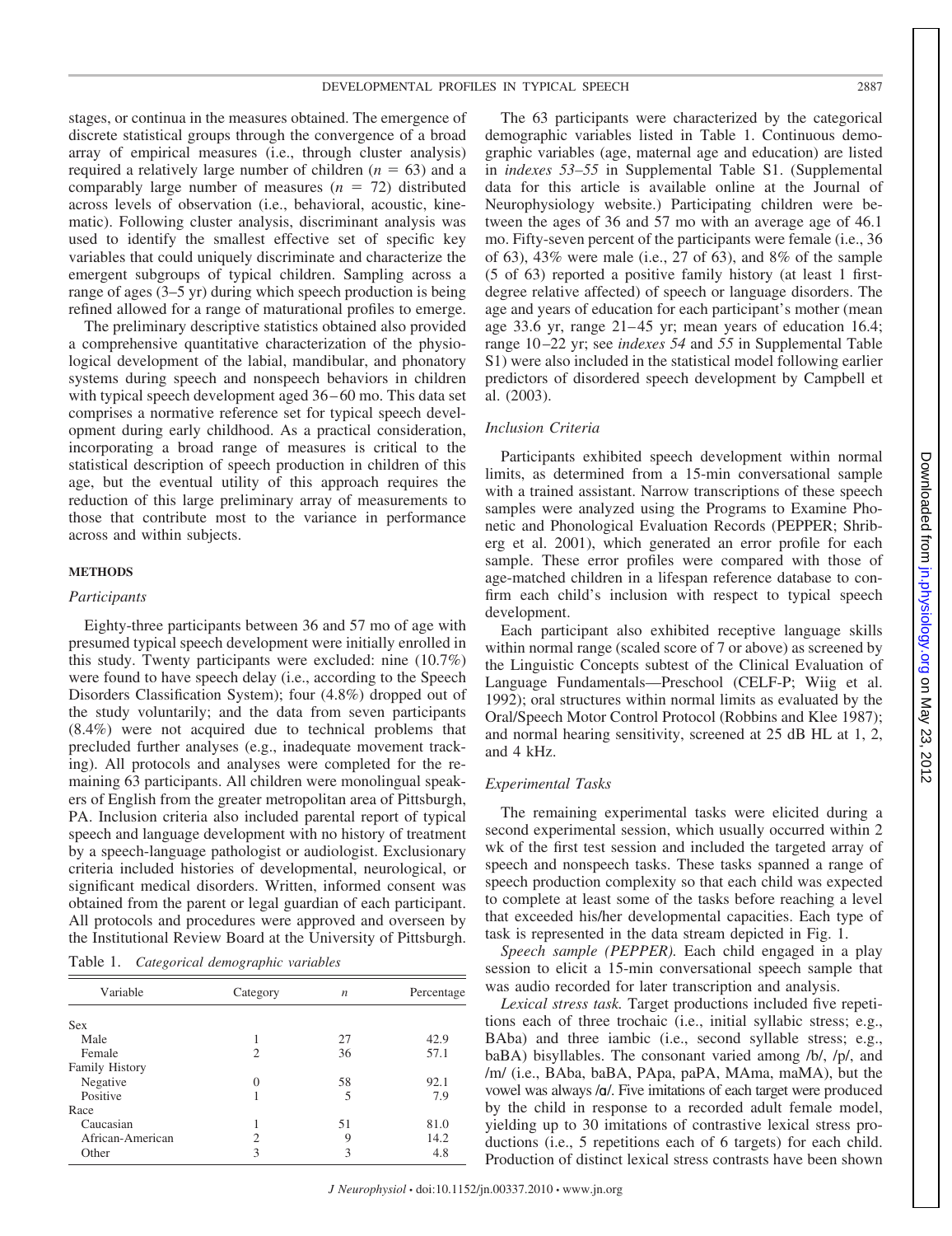stages, or continua in the measures obtained. The emergence of discrete statistical groups through the convergence of a broad array of empirical measures (i.e., through cluster analysis) required a relatively large number of children ($n = 63$) and a comparably large number of measures ($n = 72$) distributed across levels of observation (i.e., behavioral, acoustic, kinematic). Following cluster analysis, discriminant analysis was used to identify the smallest effective set of specific key variables that could uniquely discriminate and characterize the emergent subgroups of typical children. Sampling across a range of ages (3–5 yr) during which speech production is being refined allowed for a range of maturational profiles to emerge.

The preliminary descriptive statistics obtained also provided a comprehensive quantitative characterization of the physiological development of the labial, mandibular, and phonatory systems during speech and nonspeech behaviors in children with typical speech development aged 36–60 mo. This data set comprises a normative reference set for typical speech development during early childhood. As a practical consideration, incorporating a broad range of measures is critical to the statistical description of speech production in children of this age, but the eventual utility of this approach requires the reduction of this large preliminary array of measurements to those that contribute most to the variance in performance across and within subjects.

## METHODS

### *Participants*

Eighty-three participants between 36 and 57 mo of age with presumed typical speech development were initially enrolled in this study. Twenty participants were excluded: nine (10.7%) were found to have speech delay (i.e., according to the Speech Disorders Classification System); four (4.8%) dropped out of the study voluntarily; and the data from seven participants (8.4%) were not acquired due to technical problems that precluded further analyses (e.g., inadequate movement tracking). All protocols and analyses were completed for the remaining 63 participants. All children were monolingual speakers of English from the greater metropolitan area of Pittsburgh, PA. Inclusion criteria also included parental report of typical speech and language development with no history of treatment by a speech-language pathologist or audiologist. Exclusionary criteria included histories of developmental, neurological, or significant medical disorders. Written, informed consent was obtained from the parent or legal guardian of each participant. All protocols and procedures were approved and overseen by the Institutional Review Board at the University of Pittsburgh.

Table 1. *Categorical demographic variables*

| Variable | Category | *n* | Percentage |
|---|---|---|---|
| Sex | | | |
| Male | 1 | 27 | 42.9 |
| Female | 2 | 36 | 57.1 |
| Family History | | | |
| Negative | 0 | 58 | 92.1 |
| Positive | 1 | 5 | 7.9 |
| Race | | | |
| Caucasian | 1 | 51 | 81.0 |
| African-American | 2 | 9 | 14.2 |
| Other | 3 | 3 | 4.8 |

The 63 participants were characterized by the categorical demographic variables listed in Table 1. Continuous demographic variables (age, maternal age and education) are listed in *indexes 53–55* in Supplemental Table S1. (Supplemental data for this article is available online at the Journal of Neurophysiology website.) Participating children were between the ages of 36 and 57 mo with an average age of 46.1 mo. Fifty-seven percent of the participants were female (i.e., 36 of 63), 43% were male (i.e., 27 of 63), and 8% of the sample (5 of 63) reported a positive family history (at least 1 first-degree relative affected) of speech or language disorders. The age and years of education for each participant's mother (mean age 33.6 yr, range 21–45 yr; mean years of education 16.4; range 10–22 yr; see *indexes 54* and *55* in Supplemental Table S1) were also included in the statistical model following earlier predictors of disordered speech development by Campbell et al. (2003).

### *Inclusion Criteria*

Participants exhibited speech development within normal limits, as determined from a 15-min conversational sample with a trained assistant. Narrow transcriptions of these speech samples were analyzed using the Programs to Examine Phonetic and Phonological Evaluation Records (PEPPER; Shriberg et al. 2001), which generated an error profile for each sample. These error profiles were compared with those of age-matched children in a lifespan reference database to confirm each child's inclusion with respect to typical speech development.

Each participant also exhibited receptive language skills within normal range (scaled score of 7 or above) as screened by the Linguistic Concepts subtest of the Clinical Evaluation of Language Fundamentals—Preschool (CELF-P; Wiig et al. 1992); oral structures within normal limits as evaluated by the Oral/Speech Motor Control Protocol (Robbins and Klee 1987); and normal hearing sensitivity, screened at 25 dB HL at 1, 2, and 4 kHz.

### *Experimental Tasks*

The remaining experimental tasks were elicited during a second experimental session, which usually occurred within 2 wk of the first test session and included the targeted array of speech and nonspeech tasks. These tasks spanned a range of speech production complexity so that each child was expected to complete at least some of the tasks before reaching a level that exceeded his/her developmental capacities. Each type of task is represented in the data stream depicted in Fig. 1.

*Speech sample (PEPPER).* Each child engaged in a play session to elicit a 15-min conversational speech sample that was audio recorded for later transcription and analysis.

*Lexical stress task.* Target productions included five repetitions each of three trochaic (i.e., initial syllabic stress; e.g., BAba) and three iambic (i.e., second syllable stress; e.g., baBA) bisyllables. The consonant varied among /b/, /p/, and /m/ (i.e., BAba, baBA, PApa, paPA, MAma, maMA), but the vowel was always /ɑ/. Five imitations of each target were produced by the child in response to a recorded adult female model, yielding up to 30 imitations of contrastive lexical stress productions (i.e., 5 repetitions each of 6 targets) for each child. Production of distinct lexical stress contrasts have been shown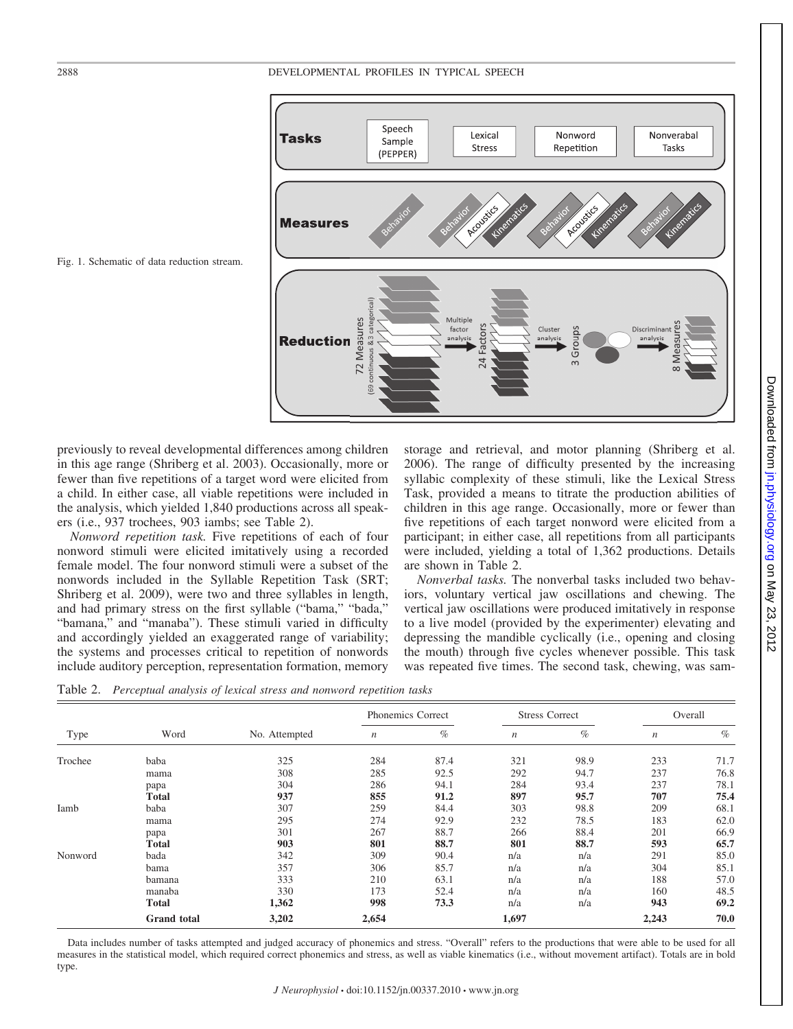Fig. 1. Schematic of data reduction stream.

previously to reveal developmental differences among children in this age range (Shriberg et al. 2003). Occasionally, more or fewer than five repetitions of a target word were elicited from a child. In either case, all viable repetitions were included in the analysis, which yielded 1,840 productions across all speakers (i.e., 937 trochees, 903 iambs; see Table 2).

*Nonword repetition task.* Five repetitions of each of four nonword stimuli were elicited imitatively using a recorded female model. The four nonword stimuli were a subset of the nonwords included in the Syllable Repetition Task (SRT; Shriberg et al. 2009), were two and three syllables in length, and had primary stress on the first syllable ("bama," "bada," "bamana," and "manaba"). These stimuli varied in difficulty and accordingly yielded an exaggerated range of variability; the systems and processes critical to repetition of nonwords include auditory perception, representation formation, memory storage and retrieval, and motor planning (Shriberg et al. 2006). The range of difficulty presented by the increasing syllabic complexity of these stimuli, like the Lexical Stress Task, provided a means to titrate the production abilities of children in this age range. Occasionally, more or fewer than five repetitions of each target nonword were elicited from a participant; in either case, all repetitions from all participants were included, yielding a total of 1,362 productions. Details are shown in Table 2.

*Nonverbal tasks.* The nonverbal tasks included two behaviors, voluntary vertical jaw oscillations and chewing. The vertical jaw oscillations were produced imitatively in response to a live model (provided by the experimenter) elevating and depressing the mandible cyclically (i.e., opening and closing the mouth) through five cycles whenever possible. This task was repeated five times. The second task, chewing, was sam-

Table 2. *Perceptual analysis of lexical stress and nonword repetition tasks*

| Type | Word | No. Attempted | Phonemics Correct | | Stress Correct | | Overall | |
|---|---|---|---|---|---|---|---|---|
| | | | *n* | % | *n* | % | *n* | % |
| Trochee | baba | 325 | 284 | 87.4 | 321 | 98.9 | 233 | 71.7 |
| | mama | 308 | 285 | 92.5 | 292 | 94.7 | 237 | 76.8 |
| | papa | 304 | 286 | 94.1 | 284 | 93.4 | 237 | 78.1 |
| | **Total** | **937** | **855** | **91.2** | **897** | **95.7** | **707** | **75.4** |
| Iamb | baba | 307 | 259 | 84.4 | 303 | 98.8 | 209 | 68.1 |
| | mama | 295 | 274 | 92.9 | 232 | 78.5 | 183 | 62.0 |
| | papa | 301 | 267 | 88.7 | 266 | 88.4 | 201 | 66.9 |
| | **Total** | **903** | **801** | **88.7** | **801** | **88.7** | **593** | **65.7** |
| Nonword | bada | 342 | 309 | 90.4 | n/a | n/a | 291 | 85.0 |
| | bama | 357 | 306 | 85.7 | n/a | n/a | 304 | 85.1 |
| | bamana | 333 | 210 | 63.1 | n/a | n/a | 188 | 57.0 |
| | manaba | 330 | 173 | 52.4 | n/a | n/a | 160 | 48.5 |
| | **Total** | **1,362** | **998** | **73.3** | n/a | n/a | **943** | **69.2** |
| | **Grand total** | **3,202** | **2,654** | | **1,697** | | **2,243** | **70.0** |

Data includes number of tasks attempted and judged accuracy of phonemics and stress. "Overall" refers to the productions that were able to be used for all measures in the statistical model, which required correct phonemics and stress, as well as viable kinematics (i.e., without movement artifact). Totals are in bold type.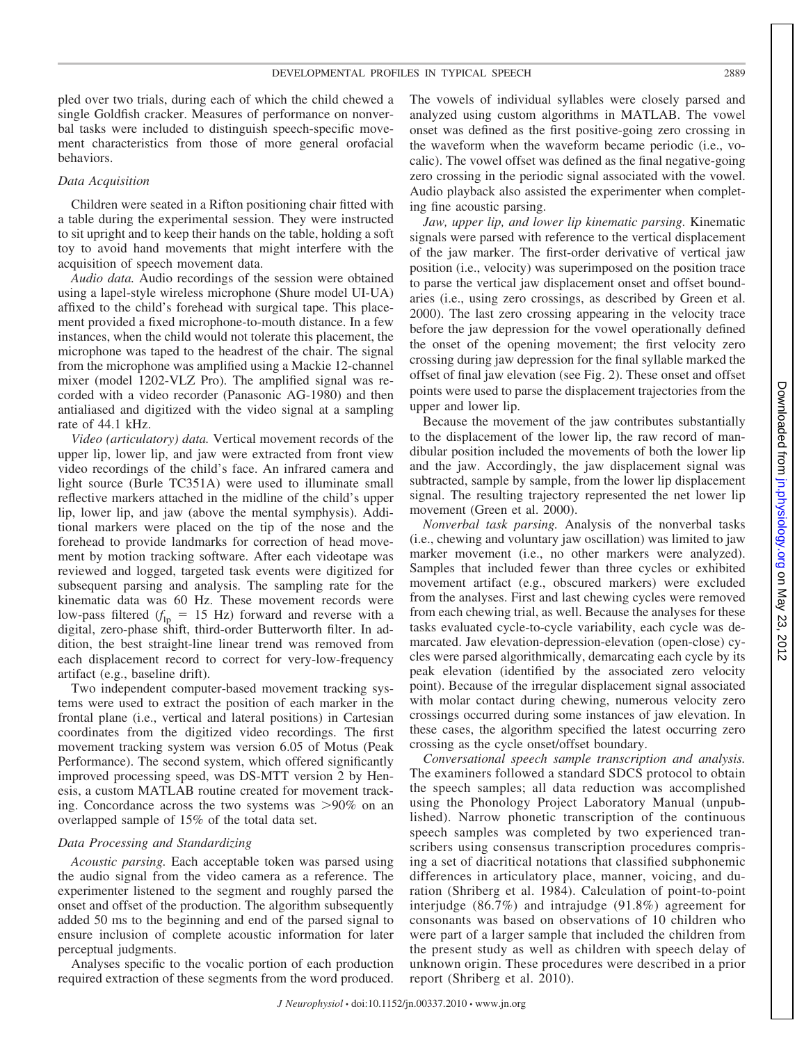pled over two trials, during each of which the child chewed a single Goldfish cracker. Measures of performance on nonverbal tasks were included to distinguish speech-specific movement characteristics from those of more general orofacial behaviors.

### Data Acquisition

Children were seated in a Rifton positioning chair fitted with a table during the experimental session. They were instructed to sit upright and to keep their hands on the table, holding a soft toy to avoid hand movements that might interfere with the acquisition of speech movement data.

*Audio data.* Audio recordings of the session were obtained using a lapel-style wireless microphone (Shure model UI-UA) affixed to the child's forehead with surgical tape. This placement provided a fixed microphone-to-mouth distance. In a few instances, when the child would not tolerate this placement, the microphone was taped to the headrest of the chair. The signal from the microphone was amplified using a Mackie 12-channel mixer (model 1202-VLZ Pro). The amplified signal was recorded with a video recorder (Panasonic AG-1980) and then antialiased and digitized with the video signal at a sampling rate of 44.1 kHz.

*Video (articulatory) data.* Vertical movement records of the upper lip, lower lip, and jaw were extracted from front view video recordings of the child's face. An infrared camera and light source (Burle TC351A) were used to illuminate small reflective markers attached in the midline of the child's upper lip, lower lip, and jaw (above the mental symphysis). Additional markers were placed on the tip of the nose and the forehead to provide landmarks for correction of head movement by motion tracking software. After each videotape was reviewed and logged, targeted task events were digitized for subsequent parsing and analysis. The sampling rate for the kinematic data was 60 Hz. These movement records were low-pass filtered ($f_{lp}$ = 15 Hz) forward and reverse with a digital, zero-phase shift, third-order Butterworth filter. In addition, the best straight-line linear trend was removed from each displacement record to correct for very-low-frequency artifact (e.g., baseline drift).

Two independent computer-based movement tracking systems were used to extract the position of each marker in the frontal plane (i.e., vertical and lateral positions) in Cartesian coordinates from the digitized video recordings. The first movement tracking system was version 6.05 of Motus (Peak Performance). The second system, which offered significantly improved processing speed, was DS-MTT version 2 by Henesis, a custom MATLAB routine created for movement tracking. Concordance across the two systems was >90% on an overlapped sample of 15% of the total data set.

### Data Processing and Standardizing

*Acoustic parsing.* Each acceptable token was parsed using the audio signal from the video camera as a reference. The experimenter listened to the segment and roughly parsed the onset and offset of the production. The algorithm subsequently added 50 ms to the beginning and end of the parsed signal to ensure inclusion of complete acoustic information for later perceptual judgments.

Analyses specific to the vocalic portion of each production required extraction of these segments from the word produced. The vowels of individual syllables were closely parsed and analyzed using custom algorithms in MATLAB. The vowel onset was defined as the first positive-going zero crossing in the waveform when the waveform became periodic (i.e., vocalic). The vowel offset was defined as the final negative-going zero crossing in the periodic signal associated with the vowel. Audio playback also assisted the experimenter when completing fine acoustic parsing.

*Jaw, upper lip, and lower lip kinematic parsing.* Kinematic signals were parsed with reference to the vertical displacement of the jaw marker. The first-order derivative of vertical jaw position (i.e., velocity) was superimposed on the position trace to parse the vertical jaw displacement onset and offset boundaries (i.e., using zero crossings, as described by Green et al. 2000). The last zero crossing appearing in the velocity trace before the jaw depression for the vowel operationally defined the onset of the opening movement; the first velocity zero crossing during jaw depression for the final syllable marked the offset of final jaw elevation (see Fig. 2). These onset and offset points were used to parse the displacement trajectories from the upper and lower lip.

Because the movement of the jaw contributes substantially to the displacement of the lower lip, the raw record of mandibular position included the movements of both the lower lip and the jaw. Accordingly, the jaw displacement signal was subtracted, sample by sample, from the lower lip displacement signal. The resulting trajectory represented the net lower lip movement (Green et al. 2000).

*Nonverbal task parsing.* Analysis of the nonverbal tasks (i.e., chewing and voluntary jaw oscillation) was limited to jaw marker movement (i.e., no other markers were analyzed). Samples that included fewer than three cycles or exhibited movement artifact (e.g., obscured markers) were excluded from the analyses. First and last chewing cycles were removed from each chewing trial, as well. Because the analyses for these tasks evaluated cycle-to-cycle variability, each cycle was demarcated. Jaw elevation-depression-elevation (open-close) cycles were parsed algorithmically, demarcating each cycle by its peak elevation (identified by the associated zero velocity point). Because of the irregular displacement signal associated with molar contact during chewing, numerous velocity zero crossings occurred during some instances of jaw elevation. In these cases, the algorithm specified the latest occurring zero crossing as the cycle onset/offset boundary.

*Conversational speech sample transcription and analysis.* The examiners followed a standard SDCS protocol to obtain the speech samples; all data reduction was accomplished using the Phonology Project Laboratory Manual (unpublished). Narrow phonetic transcription of the continuous speech samples was completed by two experienced transcribers using consensus transcription procedures comprising a set of diacritical notations that classified subphonemic differences in articulatory place, manner, voicing, and duration (Shriberg et al. 1984). Calculation of point-to-point interjudge (86.7%) and intrajudge (91.8%) agreement for consonants was based on observations of 10 children who were part of a larger sample that included the children from the present study as well as children with speech delay of unknown origin. These procedures were described in a prior report (Shriberg et al. 2010).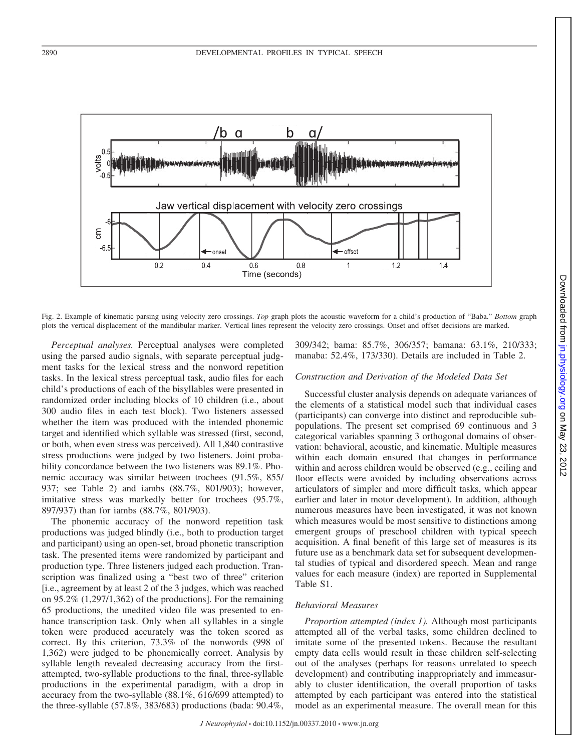Fig. 2. Example of kinematic parsing using velocity zero crossings. *Top* graph plots the acoustic waveform for a child's production of "Baba." *Bottom* graph plots the vertical displacement of the mandibular marker. Vertical lines represent the velocity zero crossings. Onset and offset decisions are marked.

*Perceptual analyses.* Perceptual analyses were completed using the parsed audio signals, with separate perceptual judgment tasks for the lexical stress and the nonword repetition tasks. In the lexical stress perceptual task, audio files for each child's productions of each of the bisyllables were presented in randomized order including blocks of 10 children (i.e., about 300 audio files in each test block). Two listeners assessed whether the item was produced with the intended phonemic target and identified which syllable was stressed (first, second, or both, when even stress was perceived). All 1,840 contrastive stress productions were judged by two listeners. Joint probability concordance between the two listeners was 89.1%. Phonemic accuracy was similar between trochees (91.5%, 855/937; see Table 2) and iambs (88.7%, 801/903); however, imitative stress was markedly better for trochees (95.7%, 897/937) than for iambs (88.7%, 801/903).

The phonemic accuracy of the nonword repetition task productions was judged blindly (i.e., both to production target and participant) using an open-set, broad phonetic transcription task. The presented items were randomized by participant and production type. Three listeners judged each production. Transcription was finalized using a "best two of three" criterion [i.e., agreement by at least 2 of the 3 judges, which was reached on 95.2% (1,297/1,362) of the productions]. For the remaining 65 productions, the unedited video file was presented to enhance transcription task. Only when all syllables in a single token were produced accurately was the token scored as correct. By this criterion, 73.3% of the nonwords (998 of 1,362) were judged to be phonemically correct. Analysis by syllable length revealed decreasing accuracy from the first-attempted, two-syllable productions to the final, three-syllable productions in the experimental paradigm, with a drop in accuracy from the two-syllable (88.1%, 616/699 attempted) to the three-syllable (57.8%, 383/683) productions (bada: 90.4%, 309/342; bama: 85.7%, 306/357; bamana: 63.1%, 210/333; manaba: 52.4%, 173/330). Details are included in Table 2.

### Construction and Derivation of the Modeled Data Set

Successful cluster analysis depends on adequate variances of the elements of a statistical model such that individual cases (participants) can converge into distinct and reproducible subpopulations. The present set comprised 69 continuous and 3 categorical variables spanning 3 orthogonal domains of observation: behavioral, acoustic, and kinematic. Multiple measures within each domain ensured that changes in performance within and across children would be observed (e.g., ceiling and floor effects were avoided by including observations across articulators of simpler and more difficult tasks, which appear earlier and later in motor development). In addition, although numerous measures have been investigated, it was not known which measures would be most sensitive to distinctions among emergent groups of preschool children with typical speech acquisition. A final benefit of this large set of measures is its future use as a benchmark data set for subsequent developmental studies of typical and disordered speech. Mean and range values for each measure (index) are reported in Supplemental Table S1.

### Behavioral Measures

*Proportion attempted (index 1).* Although most participants attempted all of the verbal tasks, some children declined to imitate some of the presented tokens. Because the resultant empty data cells would result in these children self-selecting out of the analyses (perhaps for reasons unrelated to speech development) and contributing inappropriately and immeasurably to cluster identification, the overall proportion of tasks attempted by each participant was entered into the statistical model as an experimental measure. The overall mean for this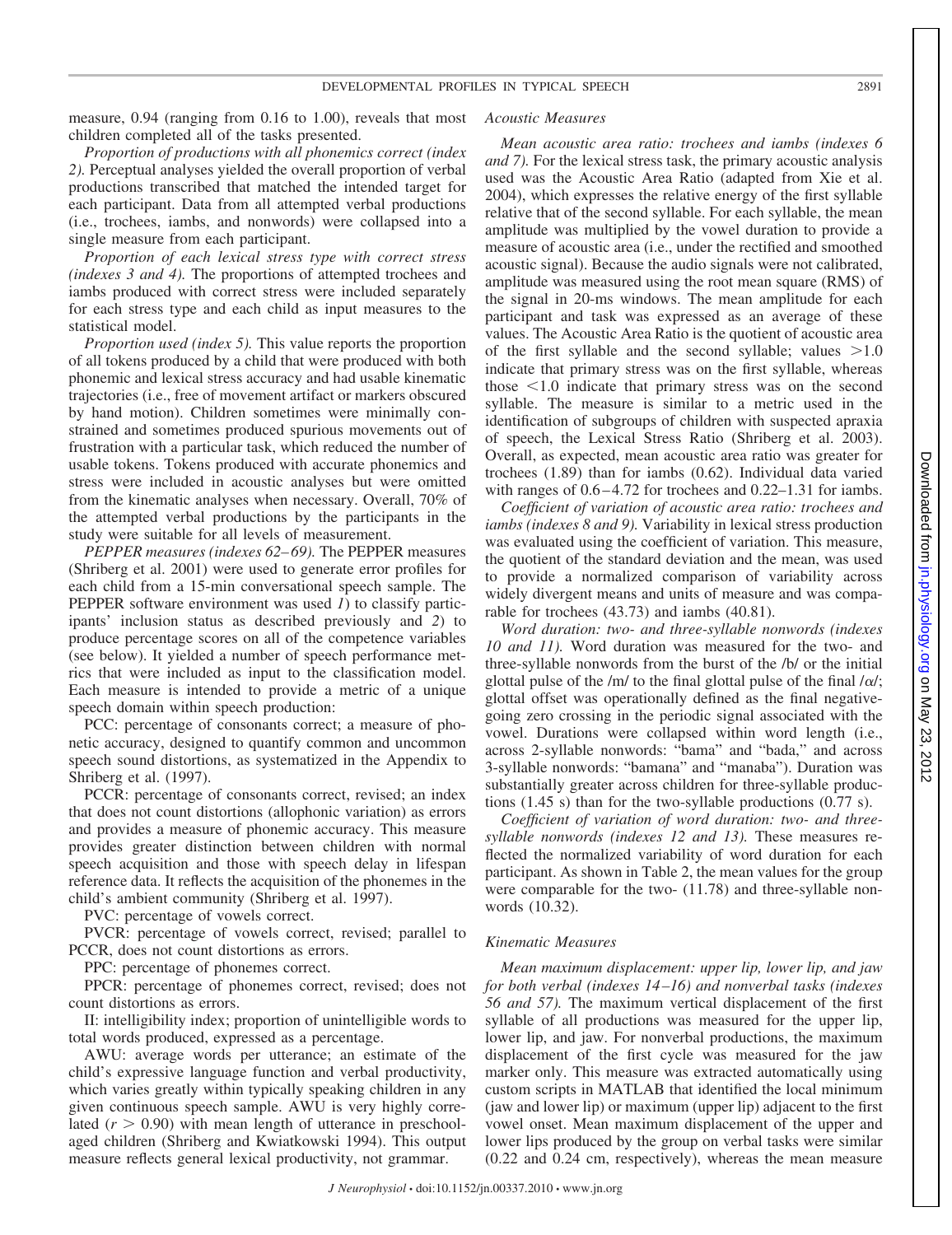measure, 0.94 (ranging from 0.16 to 1.00), reveals that most children completed all of the tasks presented.

*Proportion of productions with all phonemics correct (index 2).* Perceptual analyses yielded the overall proportion of verbal productions transcribed that matched the intended target for each participant. Data from all attempted verbal productions (i.e., trochees, iambs, and nonwords) were collapsed into a single measure from each participant.

*Proportion of each lexical stress type with correct stress (indexes 3 and 4).* The proportions of attempted trochees and iambs produced with correct stress were included separately for each stress type and each child as input measures to the statistical model.

*Proportion used (index 5).* This value reports the proportion of all tokens produced by a child that were produced with both phonemic and lexical stress accuracy and had usable kinematic trajectories (i.e., free of movement artifact or markers obscured by hand motion). Children sometimes were minimally constrained and sometimes produced spurious movements out of frustration with a particular task, which reduced the number of usable tokens. Tokens produced with accurate phonemics and stress were included in acoustic analyses but were omitted from the kinematic analyses when necessary. Overall, 70% of the attempted verbal productions by the participants in the study were suitable for all levels of measurement.

*PEPPER measures (indexes 62–69).* The PEPPER measures (Shriberg et al. 2001) were used to generate error profiles for each child from a 15-min conversational speech sample. The PEPPER software environment was used *1*) to classify participants' inclusion status as described previously and *2*) to produce percentage scores on all of the competence variables (see below). It yielded a number of speech performance metrics that were included as input to the classification model. Each measure is intended to provide a metric of a unique speech domain within speech production:

PCC: percentage of consonants correct; a measure of phonetic accuracy, designed to quantify common and uncommon speech sound distortions, as systematized in the Appendix to Shriberg et al. (1997).

PCCR: percentage of consonants correct, revised; an index that does not count distortions (allophonic variation) as errors and provides a measure of phonemic accuracy. This measure provides greater distinction between children with normal speech acquisition and those with speech delay in lifespan reference data. It reflects the acquisition of the phonemes in the child's ambient community (Shriberg et al. 1997).

PVC: percentage of vowels correct.

PVCR: percentage of vowels correct, revised; parallel to PCCR, does not count distortions as errors.

PPC: percentage of phonemes correct.

PPCR: percentage of phonemes correct, revised; does not count distortions as errors.

II: intelligibility index; proportion of unintelligible words to total words produced, expressed as a percentage.

AWU: average words per utterance; an estimate of the child's expressive language function and verbal productivity, which varies greatly within typically speaking children in any given continuous speech sample. AWU is very highly correlated ($r > 0.90$) with mean length of utterance in preschool-aged children (Shriberg and Kwiatkowski 1994). This output measure reflects general lexical productivity, not grammar.

### Acoustic Measures

*Mean acoustic area ratio: trochees and iambs (indexes 6 and 7).* For the lexical stress task, the primary acoustic analysis used was the Acoustic Area Ratio (adapted from Xie et al. 2004), which expresses the relative energy of the first syllable relative that of the second syllable. For each syllable, the mean amplitude was multiplied by the vowel duration to provide a measure of acoustic area (i.e., under the rectified and smoothed acoustic signal). Because the audio signals were not calibrated, amplitude was measured using the root mean square (RMS) of the signal in 20-ms windows. The mean amplitude for each participant and task was expressed as an average of these values. The Acoustic Area Ratio is the quotient of acoustic area of the first syllable and the second syllable; values $>1.0$ indicate that primary stress was on the first syllable, whereas those $<1.0$ indicate that primary stress was on the second syllable. The measure is similar to a metric used in the identification of subgroups of children with suspected apraxia of speech, the Lexical Stress Ratio (Shriberg et al. 2003). Overall, as expected, mean acoustic area ratio was greater for trochees (1.89) than for iambs (0.62). Individual data varied with ranges of 0.6–4.72 for trochees and 0.22–1.31 for iambs.

*Coefficient of variation of acoustic area ratio: trochees and iambs (indexes 8 and 9).* Variability in lexical stress production was evaluated using the coefficient of variation. This measure, the quotient of the standard deviation and the mean, was used to provide a normalized comparison of variability across widely divergent means and units of measure and was comparable for trochees (43.73) and iambs (40.81).

*Word duration: two- and three-syllable nonwords (indexes 10 and 11).* Word duration was measured for the two- and three-syllable nonwords from the burst of the /b/ or the initial glottal pulse of the /m/ to the final glottal pulse of the final /ɑ/; glottal offset was operationally defined as the final negative-going zero crossing in the periodic signal associated with the vowel. Durations were collapsed within word length (i.e., across 2-syllable nonwords: "bama" and "bada," and across 3-syllable nonwords: "bamana" and "manaba"). Duration was substantially greater across children for three-syllable productions (1.45 s) than for the two-syllable productions (0.77 s).

*Coefficient of variation of word duration: two- and three-syllable nonwords (indexes 12 and 13).* These measures reflected the normalized variability of word duration for each participant. As shown in Table 2, the mean values for the group were comparable for the two- (11.78) and three-syllable nonwords (10.32).

### Kinematic Measures

*Mean maximum displacement: upper lip, lower lip, and jaw for both verbal (indexes 14–16) and nonverbal tasks (indexes 56 and 57).* The maximum vertical displacement of the first syllable of all productions was measured for the upper lip, lower lip, and jaw. For nonverbal productions, the maximum displacement of the first cycle was measured for the jaw marker only. This measure was extracted automatically using custom scripts in MATLAB that identified the local minimum (jaw and lower lip) or maximum (upper lip) adjacent to the first vowel onset. Mean maximum displacement of the upper and lower lips produced by the group on verbal tasks were similar (0.22 and 0.24 cm, respectively), whereas the mean measure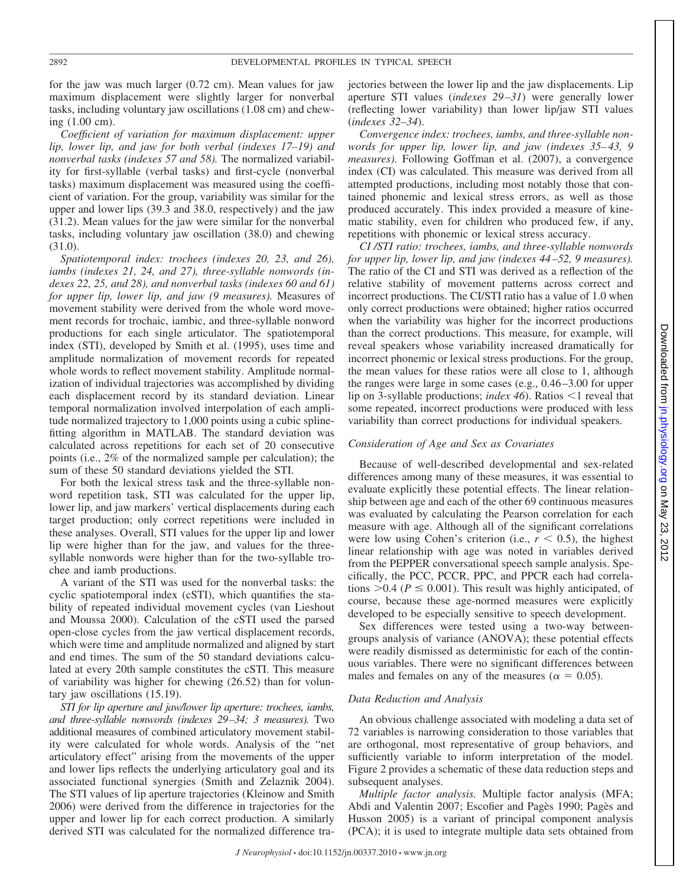for the jaw was much larger (0.72 cm). Mean values for jaw maximum displacement were slightly larger for nonverbal tasks, including voluntary jaw oscillations (1.08 cm) and chewing (1.00 cm).

*Coefficient of variation for maximum displacement: upper lip, lower lip, and jaw for both verbal (indexes 17–19) and nonverbal tasks (indexes 57 and 58).* The normalized variability for first-syllable (verbal tasks) and first-cycle (nonverbal tasks) maximum displacement was measured using the coefficient of variation. For the group, variability was similar for the upper and lower lips (39.3 and 38.0, respectively) and the jaw (31.2). Mean values for the jaw were similar for the nonverbal tasks, including voluntary jaw oscillation (38.0) and chewing (31.0).

*Spatiotemporal index: trochees (indexes 20, 23, and 26), iambs (indexes 21, 24, and 27), three-syllable nonwords (indexes 22, 25, and 28), and nonverbal tasks (indexes 60 and 61) for upper lip, lower lip, and jaw (9 measures).* Measures of movement stability were derived from the whole word movement records for trochaic, iambic, and three-syllable nonword productions for each single articulator. The spatiotemporal index (STI), developed by Smith et al. (1995), uses time and amplitude normalization of movement records for repeated whole words to reflect movement stability. Amplitude normalization of individual trajectories was accomplished by dividing each displacement record by its standard deviation. Linear temporal normalization involved interpolation of each amplitude normalized trajectory to 1,000 points using a cubic spline-fitting algorithm in MATLAB. The standard deviation was calculated across repetitions for each set of 20 consecutive points (i.e., 2% of the normalized sample per calculation); the sum of these 50 standard deviations yielded the STI.

For both the lexical stress task and the three-syllable nonword repetition task, STI was calculated for the upper lip, lower lip, and jaw markers' vertical displacements during each target production; only correct repetitions were included in these analyses. Overall, STI values for the upper lip and lower lip were higher than for the jaw, and values for the three-syllable nonwords were higher than for the two-syllable trochee and iamb productions.

A variant of the STI was used for the nonverbal tasks: the cyclic spatiotemporal index (cSTI), which quantifies the stability of repeated individual movement cycles (van Lieshout and Moussa 2000). Calculation of the cSTI used the parsed open-close cycles from the jaw vertical displacement records, which were time and amplitude normalized and aligned by start and end times. The sum of the 50 standard deviations calculated at every 20th sample constitutes the cSTI. This measure of variability was higher for chewing (26.52) than for voluntary jaw oscillations (15.19).

*STI for lip aperture and jaw/lower lip aperture: trochees, iambs, and three-syllable nonwords (indexes 29–34; 3 measures).* Two additional measures of combined articulatory movement stability were calculated for whole words. Analysis of the "net articulatory effect" arising from the movements of the upper and lower lips reflects the underlying articulatory goal and its associated functional synergies (Smith and Zelaznik 2004). The STI values of lip aperture trajectories (Kleinow and Smith 2006) were derived from the difference in trajectories for the upper and lower lip for each correct production. A similarly derived STI was calculated for the normalized difference trajectories between the lower lip and the jaw displacements. Lip aperture STI values (*indexes 29–31*) were generally lower (reflecting lower variability) than lower lip/jaw STI values (*indexes 32–34*).

*Convergence index: trochees, iambs, and three-syllable nonwords for upper lip, lower lip, and jaw (indexes 35–43, 9 measures).* Following Goffman et al. (2007), a convergence index (CI) was calculated. This measure was derived from all attempted productions, including most notably those that contained phonemic and lexical stress errors, as well as those produced accurately. This index provided a measure of kinematic stability, even for children who produced few, if any, repetitions with phonemic or lexical stress accuracy.

*CI /STI ratio: trochees, iambs, and three-syllable nonwords for upper lip, lower lip, and jaw (indexes 44–52, 9 measures).* The ratio of the CI and STI was derived as a reflection of the relative stability of movement patterns across correct and incorrect productions. The CI/STI ratio has a value of 1.0 when only correct productions were obtained; higher ratios occurred when the variability was higher for the incorrect productions than the correct productions. This measure, for example, will reveal speakers whose variability increased dramatically for incorrect phonemic or lexical stress productions. For the group, the mean values for these ratios were all close to 1, although the ranges were large in some cases (e.g., 0.46–3.00 for upper lip on 3-syllable productions; *index 46*). Ratios <1 reveal that some repeated, incorrect productions were produced with less variability than correct productions for individual speakers.

### Consideration of Age and Sex as Covariates

Because of well-described developmental and sex-related differences among many of these measures, it was essential to evaluate explicitly these potential effects. The linear relationship between age and each of the other 69 continuous measures was evaluated by calculating the Pearson correlation for each measure with age. Although all of the significant correlations were low using Cohen's criterion (i.e., $r < 0.5$), the highest linear relationship with age was noted in variables derived from the PEPPER conversational speech sample analysis. Specifically, the PCC, PCCR, PPC, and PPCR each had correlations $>0.4$ ($P \leq 0.001$). This result was highly anticipated, of course, because these age-normed measures were explicitly developed to be especially sensitive to speech development.

Sex differences were tested using a two-way between-groups analysis of variance (ANOVA); these potential effects were readily dismissed as deterministic for each of the continuous variables. There were no significant differences between males and females on any of the measures ($\alpha = 0.05$).

### Data Reduction and Analysis

An obvious challenge associated with modeling a data set of 72 variables is narrowing consideration to those variables that are orthogonal, most representative of group behaviors, and sufficiently variable to inform interpretation of the model. Figure 2 provides a schematic of these data reduction steps and subsequent analyses.

*Multiple factor analysis.* Multiple factor analysis (MFA; Abdi and Valentin 2007; Escofier and Pagès 1990; Pagès and Husson 2005) is a variant of principal component analysis (PCA); it is used to integrate multiple data sets obtained from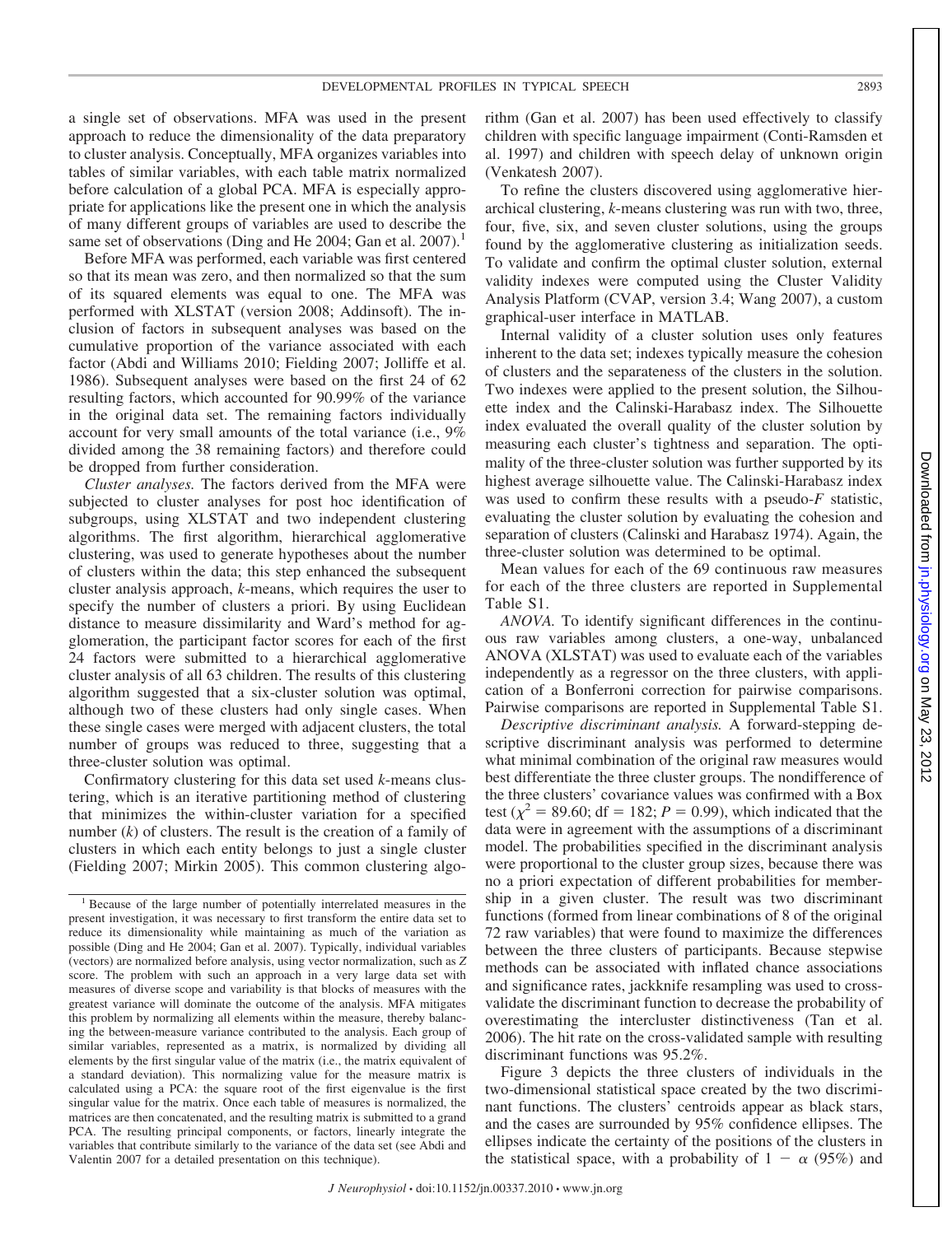a single set of observations. MFA was used in the present approach to reduce the dimensionality of the data preparatory to cluster analysis. Conceptually, MFA organizes variables into tables of similar variables, with each table matrix normalized before calculation of a global PCA. MFA is especially appropriate for applications like the present one in which the analysis of many different groups of variables are used to describe the same set of observations (Ding and He 2004; Gan et al. 2007).[1]

Before MFA was performed, each variable was first centered so that its mean was zero, and then normalized so that the sum of its squared elements was equal to one. The MFA was performed with XLSTAT (version 2008; Addinsoft). The inclusion of factors in subsequent analyses was based on the cumulative proportion of the variance associated with each factor (Abdi and Williams 2010; Fielding 2007; Jolliffe et al. 1986). Subsequent analyses were based on the first 24 of 62 resulting factors, which accounted for 90.99% of the variance in the original data set. The remaining factors individually account for very small amounts of the total variance (i.e., 9% divided among the 38 remaining factors) and therefore could be dropped from further consideration.

*Cluster analyses.* The factors derived from the MFA were subjected to cluster analyses for post hoc identification of subgroups, using XLSTAT and two independent clustering algorithms. The first algorithm, hierarchical agglomerative clustering, was used to generate hypotheses about the number of clusters within the data; this step enhanced the subsequent cluster analysis approach, *k*-means, which requires the user to specify the number of clusters a priori. By using Euclidean distance to measure dissimilarity and Ward's method for agglomeration, the participant factor scores for each of the first 24 factors were submitted to a hierarchical agglomerative cluster analysis of all 63 children. The results of this clustering algorithm suggested that a six-cluster solution was optimal, although two of these clusters had only single cases. When these single cases were merged with adjacent clusters, the total number of groups was reduced to three, suggesting that a three-cluster solution was optimal.

Confirmatory clustering for this data set used *k*-means clustering, which is an iterative partitioning method of clustering that minimizes the within-cluster variation for a specified number (*k*) of clusters. The result is the creation of a family of clusters in which each entity belongs to just a single cluster (Fielding 2007; Mirkin 2005). This common clustering algorithm (Gan et al. 2007) has been used effectively to classify children with specific language impairment (Conti-Ramsden et al. 1997) and children with speech delay of unknown origin (Venkatesh 2007).

To refine the clusters discovered using agglomerative hierarchical clustering, *k*-means clustering was run with two, three, four, five, six, and seven cluster solutions, using the groups found by the agglomerative clustering as initialization seeds. To validate and confirm the optimal cluster solution, external validity indexes were computed using the Cluster Validity Analysis Platform (CVAP, version 3.4; Wang 2007), a custom graphical-user interface in MATLAB.

Internal validity of a cluster solution uses only features inherent to the data set; indexes typically measure the cohesion of clusters and the separateness of the clusters in the solution. Two indexes were applied to the present solution, the Silhouette index and the Calinski-Harabasz index. The Silhouette index evaluated the overall quality of the cluster solution by measuring each cluster's tightness and separation. The optimality of the three-cluster solution was further supported by its highest average silhouette value. The Calinski-Harabasz index was used to confirm these results with a pseudo-$F$ statistic, evaluating the cluster solution by evaluating the cohesion and separation of clusters (Calinski and Harabasz 1974). Again, the three-cluster solution was determined to be optimal.

Mean values for each of the 69 continuous raw measures for each of the three clusters are reported in Supplemental Table S1.

*ANOVA.* To identify significant differences in the continuous raw variables among clusters, a one-way, unbalanced ANOVA (XLSTAT) was used to evaluate each of the variables independently as a regressor on the three clusters, with application of a Bonferroni correction for pairwise comparisons. Pairwise comparisons are reported in Supplemental Table S1.

*Descriptive discriminant analysis.* A forward-stepping descriptive discriminant analysis was performed to determine what minimal combination of the original raw measures would best differentiate the three cluster groups. The nondifference of the three clusters' covariance values was confirmed with a Box test ($\chi^2 = 89.60$; df $= 182$; $P = 0.99$), which indicated that the data were in agreement with the assumptions of a discriminant model. The probabilities specified in the discriminant analysis were proportional to the cluster group sizes, because there was no a priori expectation of different probabilities for membership in a given cluster. The result was two discriminant functions (formed from linear combinations of 8 of the original 72 raw variables) that were found to maximize the differences between the three clusters of participants. Because stepwise methods can be associated with inflated chance associations and significance rates, jackknife resampling was used to cross-validate the discriminant function to decrease the probability of overestimating the intercluster distinctiveness (Tan et al. 2006). The hit rate on the cross-validated sample with resulting discriminant functions was 95.2%.

Figure 3 depicts the three clusters of individuals in the two-dimensional statistical space created by the two discriminant functions. The clusters' centroids appear as black stars, and the cases are surrounded by 95% confidence ellipses. The ellipses indicate the certainty of the positions of the clusters in the statistical space, with a probability of $1 - \alpha$ (95%) and

[1] Because of the large number of potentially interrelated measures in the present investigation, it was necessary to first transform the entire data set to reduce its dimensionality while maintaining as much of the variation as possible (Ding and He 2004; Gan et al. 2007). Typically, individual variables (vectors) are normalized before analysis, using vector normalization, such as $Z$ score. The problem with such an approach in a very large data set with measures of diverse scope and variability is that blocks of measures with the greatest variance will dominate the outcome of the analysis. MFA mitigates this problem by normalizing all elements within the measure, thereby balancing the between-measure variance contributed to the analysis. Each group of similar variables, represented as a matrix, is normalized by dividing all elements by the first singular value of the matrix (i.e., the matrix equivalent of a standard deviation). This normalizing value for the measure matrix is calculated using a PCA: the square root of the first eigenvalue is the first singular value for the matrix. Once each table of measures is normalized, the matrices are then concatenated, and the resulting matrix is submitted to a grand PCA. The resulting principal components, or factors, linearly integrate the variables that contribute similarly to the variance of the data set (see Abdi and Valentin 2007 for a detailed presentation on this technique).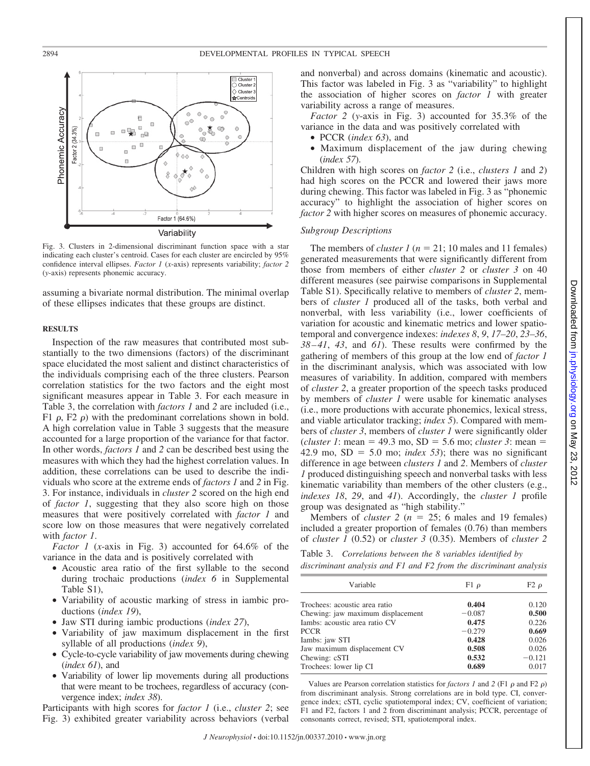Fig. 3. Clusters in 2-dimensional discriminant function space with a star indicating each cluster's centroid. Cases for each cluster are encircled by 95% confidence interval ellipses. *Factor 1* (*x*-axis) represents variability; *factor 2* (*y*-axis) represents phonemic accuracy.

assuming a bivariate normal distribution. The minimal overlap of these ellipses indicates that these groups are distinct.

## RESULTS

Inspection of the raw measures that contributed most substantially to the two dimensions (factors) of the discriminant space elucidated the most salient and distinct characteristics of the individuals comprising each of the three clusters. Pearson correlation statistics for the two factors and the eight most significant measures appear in Table 3. For each measure in Table 3, the correlation with *factors 1* and *2* are included (i.e., F1 ρ, F2 ρ) with the predominant correlations shown in bold. A high correlation value in Table 3 suggests that the measure accounted for a large proportion of the variance for that factor. In other words, *factors 1* and *2* can be described best using the measures with which they had the highest correlation values. In addition, these correlations can be used to describe the individuals who score at the extreme ends of *factors 1* and *2* in Fig. 3. For instance, individuals in *cluster 2* scored on the high end of *factor 1*, suggesting that they also score high on those measures that were positively correlated with *factor 1* and score low on those measures that were negatively correlated with *factor 1*.

*Factor 1* (*x*-axis in Fig. 3) accounted for 64.6% of the variance in the data and is positively correlated with

- Acoustic area ratio of the first syllable to the second during trochaic productions (*index 6* in Supplemental Table S1),
- Variability of acoustic marking of stress in iambic productions (*index 19*),
- Jaw STI during iambic productions (*index 27*),
- Variability of jaw maximum displacement in the first syllable of all productions (*index 9*),
- Cycle-to-cycle variability of jaw movements during chewing (*index 61*), and
- Variability of lower lip movements during all productions that were meant to be trochees, regardless of accuracy (convergence index; *index 38*).

Participants with high scores for *factor 1* (i.e., *cluster 2*; see Fig. 3) exhibited greater variability across behaviors (verbal and nonverbal) and across domains (kinematic and acoustic). This factor was labeled in Fig. 3 as "variability" to highlight the association of higher scores on *factor 1* with greater variability across a range of measures.

*Factor 2* (*y*-axis in Fig. 3) accounted for 35.3% of the variance in the data and was positively correlated with

- PCCR (*index 63*), and
- Maximum displacement of the jaw during chewing (*index 57*).

Children with high scores on *factor 2* (i.e., *clusters 1* and *2*) had high scores on the PCCR and lowered their jaws more during chewing. This factor was labeled in Fig. 3 as "phonemic accuracy" to highlight the association of higher scores on *factor 2* with higher scores on measures of phonemic accuracy.

### *Subgroup Descriptions*

The members of *cluster 1* ($n = 21$; 10 males and 11 females) generated measurements that were significantly different from those from members of either *cluster 2* or *cluster 3* on 40 different measures (see pairwise comparisons in Supplemental Table S1). Specifically relative to members of *cluster 2*, members of *cluster 1* produced all of the tasks, both verbal and nonverbal, with less variability (i.e., lower coefficients of variation for acoustic and kinematic metrics and lower spatiotemporal and convergence indexes: *indexes 8*, *9*, *17–20*, *23–36*, *38–41*, *43*, and *61*). These results were confirmed by the gathering of members of this group at the low end of *factor 1* in the discriminant analysis, which was associated with low measures of variability. In addition, compared with members of *cluster 2*, a greater proportion of the speech tasks produced by members of *cluster 1* were usable for kinematic analyses (i.e., more productions with accurate phonemics, lexical stress, and viable articulator tracking; *index 5*). Compared with members of *cluster 3*, members of *cluster 1* were significantly older (*cluster 1*: mean = 49.3 mo, SD = 5.6 mo; *cluster 3*: mean = 42.9 mo, SD = 5.0 mo; *index 53*); there was no significant difference in age between *clusters 1* and *2*. Members of *cluster 1* produced distinguishing speech and nonverbal tasks with less kinematic variability than members of the other clusters (e.g., *indexes 18*, *29*, and *41*). Accordingly, the *cluster 1* profile group was designated as "high stability."

Members of *cluster 2* ($n = 25$; 6 males and 19 females) included a greater proportion of females (0.76) than members of *cluster 1* (0.52) or *cluster 3* (0.35). Members of *cluster 2*

Table 3. *Correlations between the 8 variables identified by discriminant analysis and F1 and F2 from the discriminant analysis*

| Variable | F1 ρ | F2 ρ |
|---|---|---|
| Trochees: acoustic area ratio | **0.404** | 0.120 |
| Chewing: jaw maximum displacement | −0.087 | **0.500** |
| Iambs: acoustic area ratio CV | **0.475** | 0.226 |
| PCCR | −0.279 | **0.669** |
| Iambs: jaw STI | **0.428** | 0.026 |
| Jaw maximum displacement CV | **0.508** | 0.026 |
| Chewing: cSTI | **0.532** | −0.121 |
| Trochees: lower lip CI | **0.689** | 0.017 |

Values are Pearson correlation statistics for *factors 1* and *2* (F1 ρ and F2 ρ) from discriminant analysis. Strong correlations are in bold type. CI, convergence index; cSTI, cyclic spatiotemporal index; CV, coefficient of variation; F1 and F2, factors 1 and 2 from discriminant analysis; PCCR, percentage of consonants correct, revised; STI, spatiotemporal index.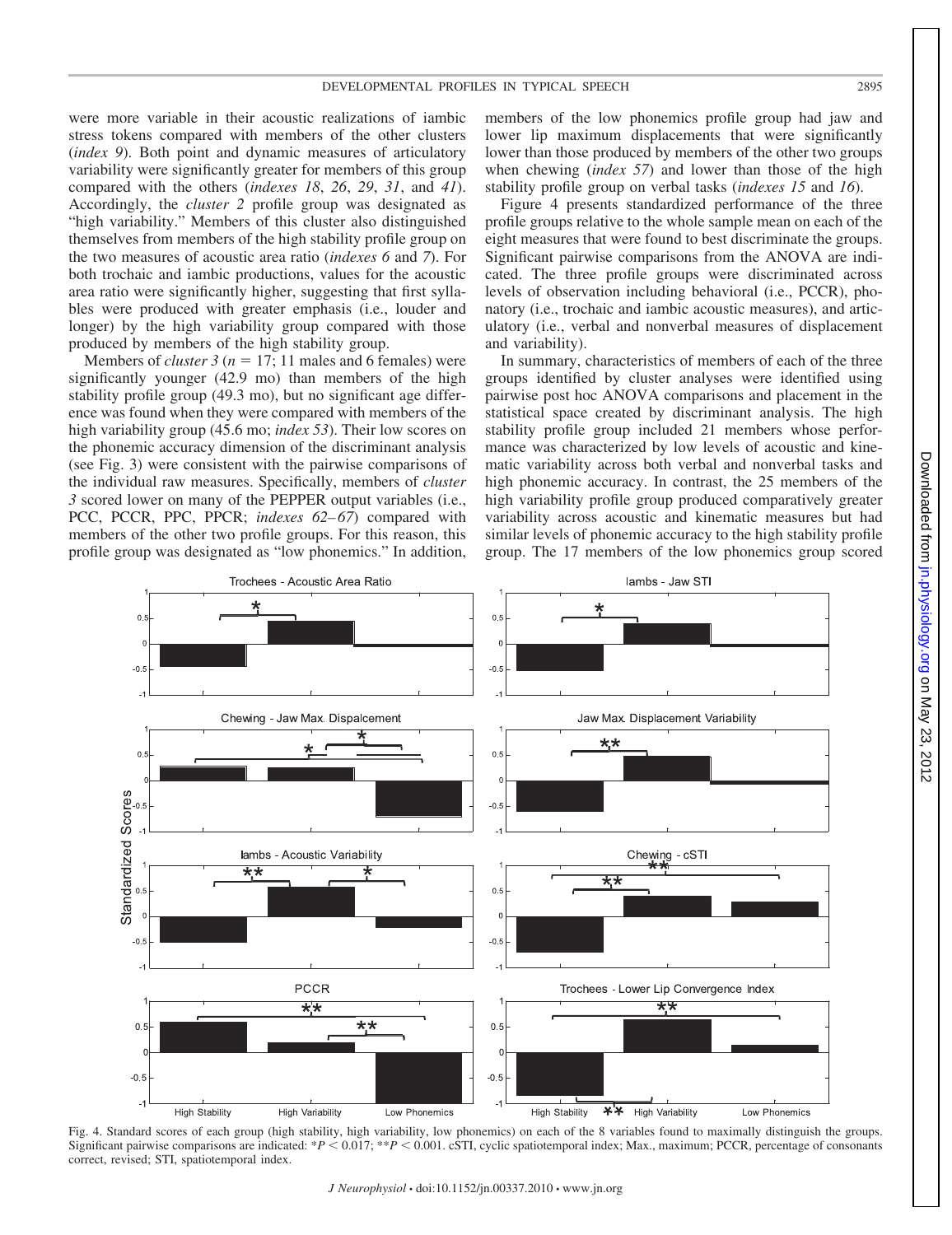were more variable in their acoustic realizations of iambic stress tokens compared with members of the other clusters (*index 9*). Both point and dynamic measures of articulatory variability were significantly greater for members of this group compared with the others (*indexes 18*, *26*, *29*, *31*, and *41*). Accordingly, the *cluster 2* profile group was designated as "high variability." Members of this cluster also distinguished themselves from members of the high stability profile group on the two measures of acoustic area ratio (*indexes 6* and *7*). For both trochaic and iambic productions, values for the acoustic area ratio were significantly higher, suggesting that first syllables were produced with greater emphasis (i.e., louder and longer) by the high variability group compared with those produced by members of the high stability group.

Members of *cluster 3* ($n = 17$; 11 males and 6 females) were significantly younger (42.9 mo) than members of the high stability profile group (49.3 mo), but no significant age difference was found when they were compared with members of the high variability group (45.6 mo; *index 53*). Their low scores on the phonemic accuracy dimension of the discriminant analysis (see Fig. 3) were consistent with the pairwise comparisons of the individual raw measures. Specifically, members of *cluster 3* scored lower on many of the PEPPER output variables (i.e., PCC, PCCR, PPC, PPCR; *indexes 62–67*) compared with members of the other two profile groups. For this reason, this profile group was designated as "low phonemics." In addition, members of the low phonemics profile group had jaw and lower lip maximum displacements that were significantly lower than those produced by members of the other two groups when chewing (*index 57*) and lower than those of the high stability profile group on verbal tasks (*indexes 15* and *16*).

Figure 4 presents standardized performance of the three profile groups relative to the whole sample mean on each of the eight measures that were found to best discriminate the groups. Significant pairwise comparisons from the ANOVA are indicated. The three profile groups were discriminated across levels of observation including behavioral (i.e., PCCR), phonatory (i.e., trochaic and iambic acoustic measures), and articulatory (i.e., verbal and nonverbal measures of displacement and variability).

In summary, characteristics of members of each of the three groups identified by cluster analyses were identified using pairwise post hoc ANOVA comparisons and placement in the statistical space created by discriminant analysis. The high stability profile group included 21 members whose performance was characterized by low levels of acoustic and kinematic variability across both verbal and nonverbal tasks and high phonemic accuracy. In contrast, the 25 members of the high variability profile group produced comparatively greater variability across acoustic and kinematic measures but had similar levels of phonemic accuracy to the high stability profile group. The 17 members of the low phonemics group scored

Fig. 4. Standard scores of each group (high stability, high variability, low phonemics) on each of the 8 variables found to maximally distinguish the groups. Significant pairwise comparisons are indicated: $*P < 0.017$; $**P < 0.001$. cSTI, cyclic spatiotemporal index; Max., maximum; PCCR, percentage of consonants correct, revised; STI, spatiotemporal index.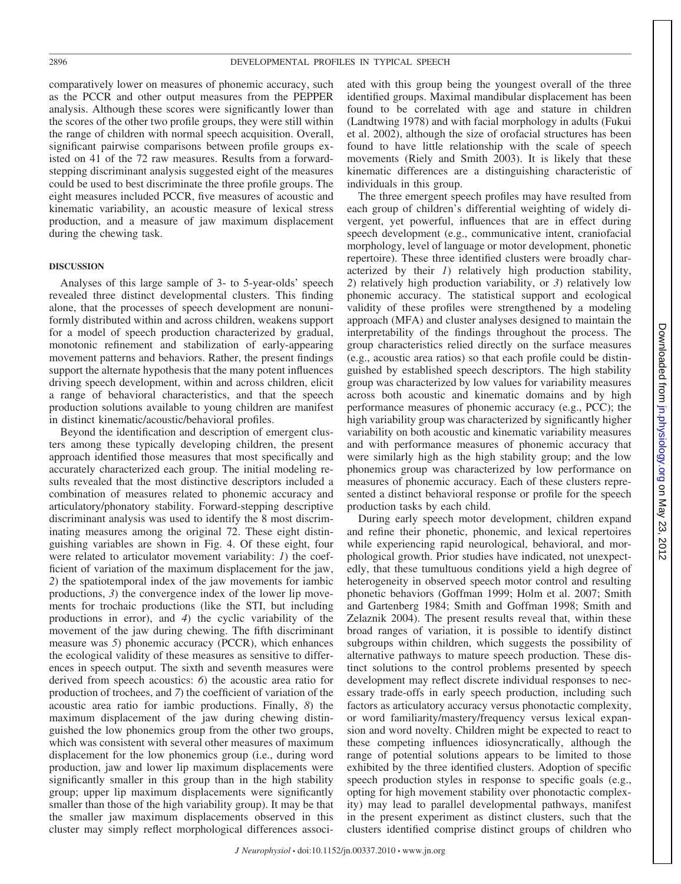comparatively lower on measures of phonemic accuracy, such as the PCCR and other output measures from the PEPPER analysis. Although these scores were significantly lower than the scores of the other two profile groups, they were still within the range of children with normal speech acquisition. Overall, significant pairwise comparisons between profile groups existed on 41 of the 72 raw measures. Results from a forward-stepping discriminant analysis suggested eight of the measures could be used to best discriminate the three profile groups. The eight measures included PCCR, five measures of acoustic and kinematic variability, an acoustic measure of lexical stress production, and a measure of jaw maximum displacement during the chewing task.

## DISCUSSION

Analyses of this large sample of 3- to 5-year-olds' speech revealed three distinct developmental clusters. This finding alone, that the processes of speech development are nonuniformly distributed within and across children, weakens support for a model of speech production characterized by gradual, monotonic refinement and stabilization of early-appearing movement patterns and behaviors. Rather, the present findings support the alternate hypothesis that the many potent influences driving speech development, within and across children, elicit a range of behavioral characteristics, and that the speech production solutions available to young children are manifest in distinct kinematic/acoustic/behavioral profiles.

Beyond the identification and description of emergent clusters among these typically developing children, the present approach identified those measures that most specifically and accurately characterized each group. The initial modeling results revealed that the most distinctive descriptors included a combination of measures related to phonemic accuracy and articulatory/phonatory stability. Forward-stepping descriptive discriminant analysis was used to identify the 8 most discriminating measures among the original 72. These eight distinguishing variables are shown in Fig. 4. Of these eight, four were related to articulator movement variability: *1*) the coefficient of variation of the maximum displacement for the jaw, *2*) the spatiotemporal index of the jaw movements for iambic productions, *3*) the convergence index of the lower lip movements for trochaic productions (like the STI, but including productions in error), and *4*) the cyclic variability of the movement of the jaw during chewing. The fifth discriminant measure was *5*) phonemic accuracy (PCCR), which enhances the ecological validity of these measures as sensitive to differences in speech output. The sixth and seventh measures were derived from speech acoustics: *6*) the acoustic area ratio for production of trochees, and *7*) the coefficient of variation of the acoustic area ratio for iambic productions. Finally, *8*) the maximum displacement of the jaw during chewing distinguished the low phonemics group from the other two groups, which was consistent with several other measures of maximum displacement for the low phonemics group (i.e., during word production, jaw and lower lip maximum displacements were significantly smaller in this group than in the high stability group; upper lip maximum displacements were significantly smaller than those of the high variability group). It may be that the smaller jaw maximum displacements observed in this cluster may simply reflect morphological differences associated with this group being the youngest overall of the three identified groups. Maximal mandibular displacement has been found to be correlated with age and stature in children (Landtwing 1978) and with facial morphology in adults (Fukui et al. 2002), although the size of orofacial structures has been found to have little relationship with the scale of speech movements (Riely and Smith 2003). It is likely that these kinematic differences are a distinguishing characteristic of individuals in this group.

The three emergent speech profiles may have resulted from each group of children's differential weighting of widely divergent, yet powerful, influences that are in effect during speech development (e.g., communicative intent, craniofacial morphology, level of language or motor development, phonetic repertoire). These three identified clusters were broadly characterized by their *1*) relatively high production stability, *2*) relatively high production variability, or *3*) relatively low phonemic accuracy. The statistical support and ecological validity of these profiles were strengthened by a modeling approach (MFA) and cluster analyses designed to maintain the interpretability of the findings throughout the process. The group characteristics relied directly on the surface measures (e.g., acoustic area ratios) so that each profile could be distinguished by established speech descriptors. The high stability group was characterized by low values for variability measures across both acoustic and kinematic domains and by high performance measures of phonemic accuracy (e.g., PCC); the high variability group was characterized by significantly higher variability on both acoustic and kinematic variability measures and with performance measures of phonemic accuracy that were similarly high as the high stability group; and the low phonemics group was characterized by low performance on measures of phonemic accuracy. Each of these clusters represented a distinct behavioral response or profile for the speech production tasks by each child.

During early speech motor development, children expand and refine their phonetic, phonemic, and lexical repertoires while experiencing rapid neurological, behavioral, and morphological growth. Prior studies have indicated, not unexpectedly, that these tumultuous conditions yield a high degree of heterogeneity in observed speech motor control and resulting phonetic behaviors (Goffman 1999; Holm et al. 2007; Smith and Gartenberg 1984; Smith and Goffman 1998; Smith and Zelaznik 2004). The present results reveal that, within these broad ranges of variation, it is possible to identify distinct subgroups within children, which suggests the possibility of alternative pathways to mature speech production. These distinct solutions to the control problems presented by speech development may reflect discrete individual responses to necessary trade-offs in early speech production, including such factors as articulatory accuracy versus phonotactic complexity, or word familiarity/mastery/frequency versus lexical expansion and word novelty. Children might be expected to react to these competing influences idiosyncratically, although the range of potential solutions appears to be limited to those exhibited by the three identified clusters. Adoption of specific speech production styles in response to specific goals (e.g., opting for high movement stability over phonotactic complexity) may lead to parallel developmental pathways, manifest in the present experiment as distinct clusters, such that the clusters identified comprise distinct groups of children who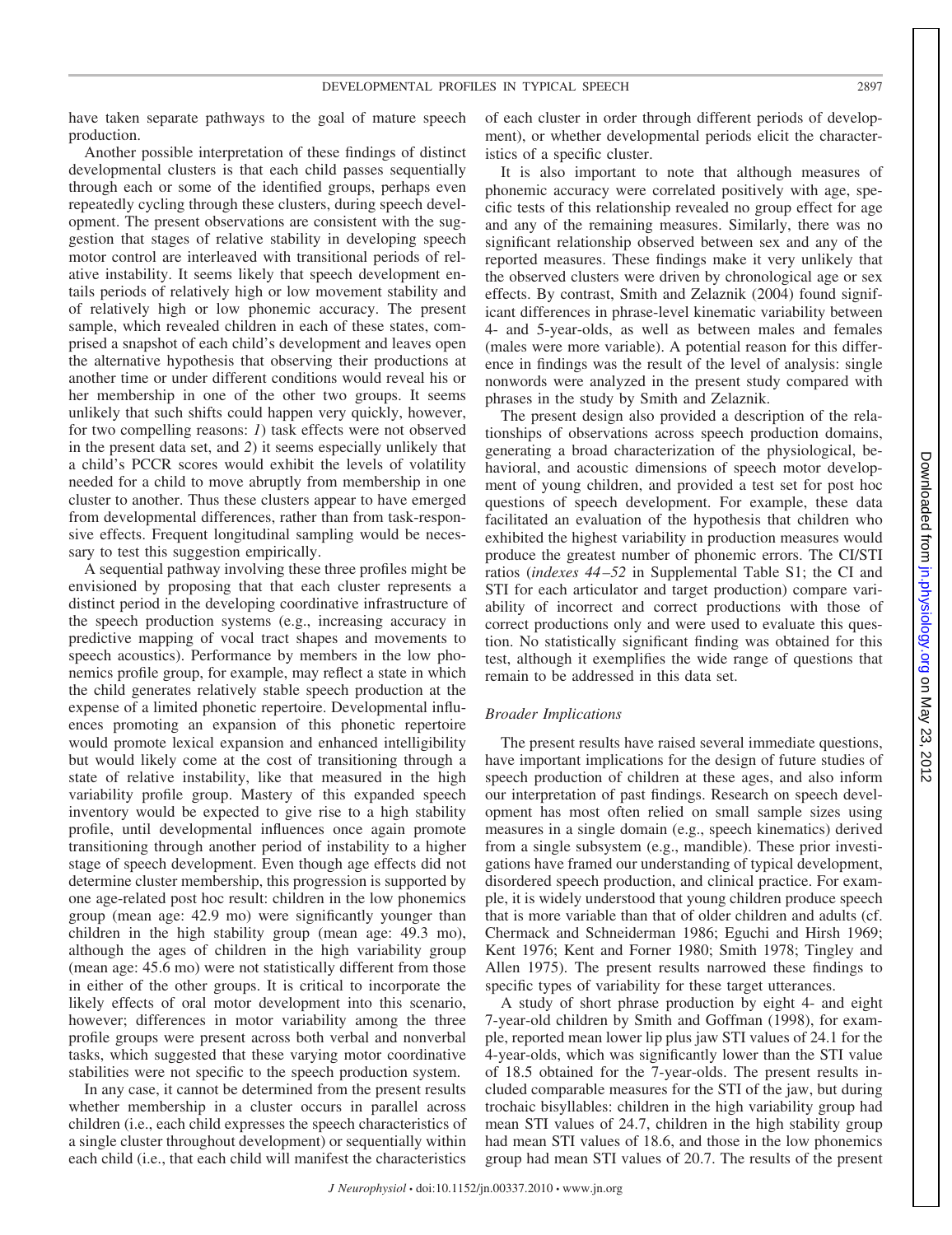have taken separate pathways to the goal of mature speech production.

Another possible interpretation of these findings of distinct developmental clusters is that each child passes sequentially through each or some of the identified groups, perhaps even repeatedly cycling through these clusters, during speech development. The present observations are consistent with the suggestion that stages of relative stability in developing speech motor control are interleaved with transitional periods of relative instability. It seems likely that speech development entails periods of relatively high or low movement stability and of relatively high or low phonemic accuracy. The present sample, which revealed children in each of these states, comprised a snapshot of each child's development and leaves open the alternative hypothesis that observing their productions at another time or under different conditions would reveal his or her membership in one of the other two groups. It seems unlikely that such shifts could happen very quickly, however, for two compelling reasons: *1*) task effects were not observed in the present data set, and *2*) it seems especially unlikely that a child's PCCR scores would exhibit the levels of volatility needed for a child to move abruptly from membership in one cluster to another. Thus these clusters appear to have emerged from developmental differences, rather than from task-responsive effects. Frequent longitudinal sampling would be necessary to test this suggestion empirically.

A sequential pathway involving these three profiles might be envisioned by proposing that that each cluster represents a distinct period in the developing coordinative infrastructure of the speech production systems (e.g., increasing accuracy in predictive mapping of vocal tract shapes and movements to speech acoustics). Performance by members in the low phonemics profile group, for example, may reflect a state in which the child generates relatively stable speech production at the expense of a limited phonetic repertoire. Developmental influences promoting an expansion of this phonetic repertoire would promote lexical expansion and enhanced intelligibility but would likely come at the cost of transitioning through a state of relative instability, like that measured in the high variability profile group. Mastery of this expanded speech inventory would be expected to give rise to a high stability profile, until developmental influences once again promote transitioning through another period of instability to a higher stage of speech development. Even though age effects did not determine cluster membership, this progression is supported by one age-related post hoc result: children in the low phonemics group (mean age: 42.9 mo) were significantly younger than children in the high stability group (mean age: 49.3 mo), although the ages of children in the high variability group (mean age: 45.6 mo) were not statistically different from those in either of the other groups. It is critical to incorporate the likely effects of oral motor development into this scenario, however; differences in motor variability among the three profile groups were present across both verbal and nonverbal tasks, which suggested that these varying motor coordinative stabilities were not specific to the speech production system.

In any case, it cannot be determined from the present results whether membership in a cluster occurs in parallel across children (i.e., each child expresses the speech characteristics of a single cluster throughout development) or sequentially within each child (i.e., that each child will manifest the characteristics of each cluster in order through different periods of development), or whether developmental periods elicit the characteristics of a specific cluster.

It is also important to note that although measures of phonemic accuracy were correlated positively with age, specific tests of this relationship revealed no group effect for age and any of the remaining measures. Similarly, there was no significant relationship observed between sex and any of the reported measures. These findings make it very unlikely that the observed clusters were driven by chronological age or sex effects. By contrast, Smith and Zelaznik (2004) found significant differences in phrase-level kinematic variability between 4- and 5-year-olds, as well as between males and females (males were more variable). A potential reason for this difference in findings was the result of the level of analysis: single nonwords were analyzed in the present study compared with phrases in the study by Smith and Zelaznik.

The present design also provided a description of the relationships of observations across speech production domains, generating a broad characterization of the physiological, behavioral, and acoustic dimensions of speech motor development of young children, and provided a test set for post hoc questions of speech development. For example, these data facilitated an evaluation of the hypothesis that children who exhibited the highest variability in production measures would produce the greatest number of phonemic errors. The CI/STI ratios (*indexes 44–52* in Supplemental Table S1; the CI and STI for each articulator and target production) compare variability of incorrect and correct productions with those of correct productions only and were used to evaluate this question. No statistically significant finding was obtained for this test, although it exemplifies the wide range of questions that remain to be addressed in this data set.

### *Broader Implications*

The present results have raised several immediate questions, have important implications for the design of future studies of speech production of children at these ages, and also inform our interpretation of past findings. Research on speech development has most often relied on small sample sizes using measures in a single domain (e.g., speech kinematics) derived from a single subsystem (e.g., mandible). These prior investigations have framed our understanding of typical development, disordered speech production, and clinical practice. For example, it is widely understood that young children produce speech that is more variable than that of older children and adults (cf. Chermack and Schneiderman 1986; Eguchi and Hirsh 1969; Kent 1976; Kent and Forner 1980; Smith 1978; Tingley and Allen 1975). The present results narrowed these findings to specific types of variability for these target utterances.

A study of short phrase production by eight 4- and eight 7-year-old children by Smith and Goffman (1998), for example, reported mean lower lip plus jaw STI values of 24.1 for the 4-year-olds, which was significantly lower than the STI value of 18.5 obtained for the 7-year-olds. The present results included comparable measures for the STI of the jaw, but during trochaic bisyllables: children in the high variability group had mean STI values of 24.7, children in the high stability group had mean STI values of 18.6, and those in the low phonemics group had mean STI values of 20.7. The results of the present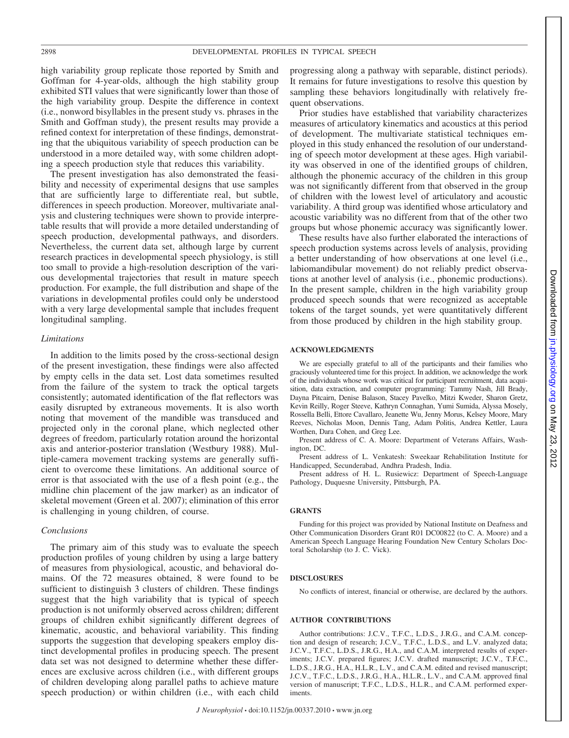high variability group replicate those reported by Smith and Goffman for 4-year-olds, although the high stability group exhibited STI values that were significantly lower than those of the high variability group. Despite the difference in context (i.e., nonword bisyllables in the present study vs. phrases in the Smith and Goffman study), the present results may provide a refined context for interpretation of these findings, demonstrating that the ubiquitous variability of speech production can be understood in a more detailed way, with some children adopting a speech production style that reduces this variability.

The present investigation has also demonstrated the feasibility and necessity of experimental designs that use samples that are sufficiently large to differentiate real, but subtle, differences in speech production. Moreover, multivariate analysis and clustering techniques were shown to provide interpretable results that will provide a more detailed understanding of speech production, developmental pathways, and disorders. Nevertheless, the current data set, although large by current research practices in developmental speech physiology, is still too small to provide a high-resolution description of the various developmental trajectories that result in mature speech production. For example, the full distribution and shape of the variations in developmental profiles could only be understood with a very large developmental sample that includes frequent longitudinal sampling.

### *Limitations*

In addition to the limits posed by the cross-sectional design of the present investigation, these findings were also affected by empty cells in the data set. Lost data sometimes resulted from the failure of the system to track the optical targets consistently; automated identification of the flat reflectors was easily disrupted by extraneous movements. It is also worth noting that movement of the mandible was transduced and projected only in the coronal plane, which neglected other degrees of freedom, particularly rotation around the horizontal axis and anterior-posterior translation (Westbury 1988). Multiple-camera movement tracking systems are generally sufficient to overcome these limitations. An additional source of error is that associated with the use of a flesh point (e.g., the midline chin placement of the jaw marker) as an indicator of skeletal movement (Green et al. 2007); elimination of this error is challenging in young children, of course.

### *Conclusions*

The primary aim of this study was to evaluate the speech production profiles of young children by using a large battery of measures from physiological, acoustic, and behavioral domains. Of the 72 measures obtained, 8 were found to be sufficient to distinguish 3 clusters of children. These findings suggest that the high variability that is typical of speech production is not uniformly observed across children; different groups of children exhibit significantly different degrees of kinematic, acoustic, and behavioral variability. This finding supports the suggestion that developing speakers employ distinct developmental profiles in producing speech. The present data set was not designed to determine whether these differences are exclusive across children (i.e., with different groups of children developing along parallel paths to achieve mature speech production) or within children (i.e., with each child progressing along a pathway with separable, distinct periods). It remains for future investigations to resolve this question by sampling these behaviors longitudinally with relatively frequent observations.

Prior studies have established that variability characterizes measures of articulatory kinematics and acoustics at this period of development. The multivariate statistical techniques employed in this study enhanced the resolution of our understanding of speech motor development at these ages. High variability was observed in one of the identified groups of children, although the phonemic accuracy of the children in this group was not significantly different from that observed in the group of children with the lowest level of articulatory and acoustic variability. A third group was identified whose articulatory and acoustic variability was no different from that of the other two groups but whose phonemic accuracy was significantly lower.

These results have also further elaborated the interactions of speech production systems across levels of analysis, providing a better understanding of how observations at one level (i.e., labiomandibular movement) do not reliably predict observations at another level of analysis (i.e., phonemic productions). In the present sample, children in the high variability group produced speech sounds that were recognized as acceptable tokens of the target sounds, yet were quantitatively different from those produced by children in the high stability group.

## ACKNOWLEDGMENTS

We are especially grateful to all of the participants and their families who graciously volunteered time for this project. In addition, we acknowledge the work of the individuals whose work was critical for participant recruitment, data acquisition, data extraction, and computer programming: Tammy Nash, Jill Brady, Dayna Pitcairn, Denise Balason, Stacey Pavelko, Mitzi Kweder, Sharon Gretz, Kevin Reilly, Roger Steeve, Kathryn Connaghan, Yumi Sumida, Alyssa Mosely, Rossella Belli, Ettore Cavallaro, Jeanette Wu, Jenny Morus, Kelsey Moore, Mary Reeves, Nicholas Moon, Dennis Tang, Adam Politis, Andrea Kettler, Laura Worthen, Dara Cohen, and Greg Lee.

Present address of C. A. Moore: Department of Veterans Affairs, Washington, DC.

Present address of L. Venkatesh: Sweekaar Rehabilitation Institute for Handicapped, Secunderabad, Andhra Pradesh, India.

Present address of H. L. Rusiewicz: Department of Speech-Language Pathology, Duquesne University, Pittsburgh, PA.

## GRANTS

Funding for this project was provided by National Institute on Deafness and Other Communication Disorders Grant R01 DC00822 (to C. A. Moore) and a American Speech Language Hearing Foundation New Century Scholars Doctoral Scholarship (to J. C. Vick).

## DISCLOSURES

No conflicts of interest, financial or otherwise, are declared by the authors.

## AUTHOR CONTRIBUTIONS

Author contributions: J.C.V., T.F.C., L.D.S., J.R.G., and C.A.M. conception and design of research; J.C.V., T.F.C., L.D.S., and L.V. analyzed data; J.C.V., T.F.C., L.D.S., J.R.G., H.A., and C.A.M. interpreted results of experiments; J.C.V. prepared figures; J.C.V. drafted manuscript; J.C.V., T.F.C., L.D.S., J.R.G., H.A., H.L.R., L.V., and C.A.M. edited and revised manuscript; J.C.V., T.F.C., L.D.S., J.R.G., H.A., H.L.R., L.V., and C.A.M. approved final version of manuscript; T.F.C., L.D.S., H.L.R., and C.A.M. performed experiments.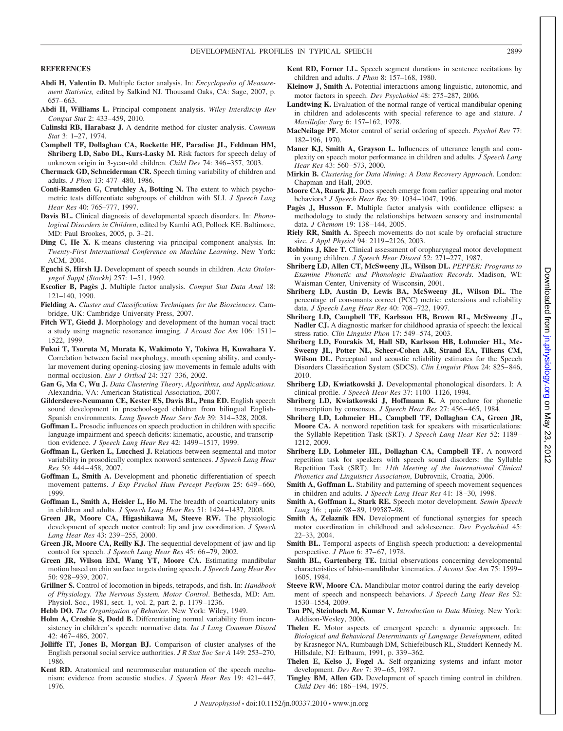## REFERENCES

**Abdi H, Valentin D.** Multiple factor analysis. In: *Encyclopedia of Measurement Statistics,* edited by Salkind NJ. Thousand Oaks, CA: Sage, 2007, p. 657–663.

**Abdi H, Williams L.** Principal component analysis. *Wiley Interdiscip Rev Comput Stat* 2: 433–459, 2010.

**Calinski RB, Harabasz J.** A dendrite method for cluster analysis. *Commun Stat* 3: 1–27, 1974.

**Campbell TF, Dollaghan CA, Rockette HE, Paradise JL, Feldman HM, Shriberg LD, Sabo DL, Kurs-Lasky M.** Risk factors for speech delay of unknown origin in 3-year-old children. *Child Dev* 74: 346–357, 2003.

**Chermack GD, Schneiderman CR.** Speech timing variability of children and adults. *J Phon* 13: 477–480, 1986.

**Conti-Ramsden G, Crutchley A, Botting N.** The extent to which psychometric tests differentiate subgroups of children with SLI. *J Speech Lang Hear Res* 40: 765–777, 1997.

**Davis BL.** Clinical diagnosis of developmental speech disorders. In: *Phonological Disorders in Children*, edited by Kamhi AG, Pollock KE. Baltimore, MD: Paul Brookes, 2005, p. 3–21.

**Ding C, He X.** K-means clustering via principal component analysis. In: *Twenty-First International Conference on Machine Learning*. New York: ACM, 2004.

**Eguchi S, Hirsh IJ.** Development of speech sounds in children. *Acta Otolaryngol Suppl (Stockh)* 257: 1–51, 1969.

**Escofier B, Pagès J.** Multiple factor analysis. *Comput Stat Data Anal* 18: 121–140, 1990.

**Fielding A.** *Cluster and Classification Techniques for the Biosciences*. Cambridge, UK: Cambridge University Press, 2007.

**Fitch WT, Giedd J.** Morphology and development of the human vocal tract: a study using magnetic resonance imaging. *J Acoust Soc Am* 106: 1511–1522, 1999.

**Fukui T, Tsuruta M, Murata K, Wakimoto Y, Tokiwa H, Kuwahara Y.** Correlation between facial morphology, mouth opening ability, and condylar movement during opening-closing jaw movements in female adults with normal occlusion. *Eur J Orthod* 24: 327–336, 2002.

**Gan G, Ma C, Wu J.** *Data Clustering Theory, Algorithms, and Applications*. Alexandria, VA: American Statistical Association, 2007.

**Gildersleeve-Neumann CE, Kester ES, Davis BL, Pena ED.** English speech sound development in preschool-aged children from bilingual English-Spanish environments. *Lang Speech Hear Serv Sch* 39: 314–328, 2008.

**Goffman L.** Prosodic influences on speech production in children with specific language impairment and speech deficits: kinematic, acoustic, and transcription evidence. *J Speech Lang Hear Res* 42: 1499–1517, 1999.

**Goffman L, Gerken L, Lucchesi J.** Relations between segmental and motor variability in prosodically complex nonword sentences. *J Speech Lang Hear Res* 50: 444–458, 2007.

**Goffman L, Smith A.** Development and phonetic differentiation of speech movement patterns. *J Exp Psychol Hum Percept Perform* 25: 649–660, 1999.

**Goffman L, Smith A, Heisler L, Ho M.** The breadth of coarticulatory units in children and adults. *J Speech Lang Hear Res* 51: 1424–1437, 2008.

**Green JR, Moore CA, Higashikawa M, Steeve RW.** The physiologic development of speech motor control: lip and jaw coordination. *J Speech Lang Hear Res* 43: 239–255, 2000.

**Green JR, Moore CA, Reilly KJ.** The sequential development of jaw and lip control for speech. *J Speech Lang Hear Res* 45: 66–79, 2002.

**Green JR, Wilson EM, Wang YT, Moore CA.** Estimating mandibular motion based on chin surface targets during speech. *J Speech Lang Hear Res* 50: 928–939, 2007.

**Grillner S.** Control of locomotion in bipeds, tetrapods, and fish. In: *Handbook of Physiology. The Nervous System. Motor Control*. Bethesda, MD: Am. Physiol. Soc., 1981, sect. 1, vol. 2, part 2, p. 1179–1236.

**Hebb DO.** *The Organization of Behavior*. New York: Wiley, 1949.

**Holm A, Crosbie S, Dodd B.** Differentiating normal variability from inconsistency in children's speech: normative data. *Int J Lang Commun Disord* 42: 467–486, 2007.

**Jolliffe IT, Jones B, Morgan BJ.** Comparison of cluster analyses of the English personal social service authorities. *J R Stat Soc Ser A* 149: 253–270, 1986.

**Kent RD.** Anatomical and neuromuscular maturation of the speech mechanism: evidence from acoustic studies. *J Speech Hear Res* 19: 421–447, 1976.

**Kent RD, Forner LL.** Speech segment durations in sentence recitations by children and adults. *J Phon* 8: 157–168, 1980.

**Kleinow J, Smith A.** Potential interactions among linguistic, autonomic, and motor factors in speech. *Dev Psychobiol* 48: 275–287, 2006.

**Landtwing K.** Evaluation of the normal range of vertical mandibular opening in children and adolescents with special reference to age and stature. *J Maxillofac Surg* 6: 157–162, 1978.

**MacNeilage PF.** Motor control of serial ordering of speech. *Psychol Rev* 77: 182–196, 1970.

**Maner KJ, Smith A, Grayson L.** Influences of utterance length and complexity on speech motor performance in children and adults. *J Speech Lang Hear Res* 43: 560–573, 2000.

**Mirkin B.** *Clustering for Data Mining: A Data Recovery Approach*. London: Chapman and Hall, 2005.

**Moore CA, Ruark JL.** Does speech emerge from earlier appearing oral motor behaviors? *J Speech Hear Res* 39: 1034–1047, 1996.

**Pagès J, Husson F.** Multiple factor analysis with confidence ellipses: a methodology to study the relationships between sensory and instrumental data. *J Chemom* 19: 138–144, 2005.

**Riely RR, Smith A.** Speech movements do not scale by orofacial structure size. *J Appl Physiol* 94: 2119–2126, 2003.

**Robbins J, Klee T.** Clinical assessment of oropharyngeal motor development in young children. *J Speech Hear Disord* 52: 271–277, 1987.

**Shriberg LD, Allen CT, McSweeny JL, Wilson DL.** *PEPPER: Programs to Examine Phonetic and Phonologic Evaluation Records*. Madison, WI: Waisman Center, University of Wisconsin, 2001.

**Shriberg LD, Austin D, Lewis BA, McSweeny JL, Wilson DL.** The percentage of consonants correct (PCC) metric: extensions and reliability data. *J Speech Lang Hear Res* 40: 708–722, 1997.

**Shriberg LD, Campbell TF, Karlsson HB, Brown RL, McSweeny JL, Nadler CJ.** A diagnostic marker for childhood apraxia of speech: the lexical stress ratio. *Clin Linguist Phon* 17: 549–574, 2003.

**Shriberg LD, Fourakis M, Hall SD, Karlsson HB, Lohmeier HL, McSweeny JL, Potter NL, Scheer-Cohen AR, Strand EA, Tilkens CM, Wilson DL.** Perceptual and acoustic reliability estimates for the Speech Disorders Classification System (SDCS). *Clin Linguist Phon* 24: 825–846, 2010.

**Shriberg LD, Kwiatkowski J.** Developmental phonological disorders. I: A clinical profile. *J Speech Hear Res* 37: 1100–1126, 1994.

**Shriberg LD, Kwiatkowski J, Hoffmann K.** A procedure for phonetic transcription by consensus. *J Speech Hear Res* 27: 456–465, 1984.

**Shriberg LD, Lohmeier HL, Campbell TF, Dollaghan CA, Green JR, Moore CA.** A nonword repetition task for speakers with misarticulations: the Syllable Repetition Task (SRT). *J Speech Lang Hear Res* 52: 1189–1212, 2009.

**Shriberg LD, Lohmeier HL, Dollaghan CA, Campbell TF.** A nonword repetition task for speakers with speech sound disorders: the Syllable Repetition Task (SRT). In: *11th Meeting of the International Clinical Phonetics and Linguistics Association*, Dubrovnik, Croatia, 2006.

**Smith A, Goffman L.** Stability and patterning of speech movement sequences in children and adults. *J Speech Lang Hear Res* 41: 18–30, 1998.

**Smith A, Goffman L, Stark RE.** Speech motor development. *Semin Speech Lang* 16: ; quiz 98–89, 199587–98.

**Smith A, Zelaznik HN.** Development of functional synergies for speech motor coordination in childhood and adolescence. *Dev Psychobiol* 45: 22–33, 2004.

**Smith BL.** Temporal aspects of English speech production: a developmental perspective. *J Phon* 6: 37–67, 1978.

**Smith BL, Gartenberg TE.** Initial observations concerning developmental characteristics of labio-mandibular kinematics. *J Acoust Soc Am* 75: 1599–1605, 1984.

**Steeve RW, Moore CA.** Mandibular motor control during the early development of speech and nonspeech behaviors. *J Speech Lang Hear Res* 52: 1530–1554, 2009.

**Tan PN, Steinbach M, Kumar V.** *Introduction to Data Mining*. New York: Addison-Wesley, 2006.

**Thelen E.** Motor aspects of emergent speech: a dynamic approach. In: *Biological and Behavioral Determinants of Language Development*, edited by Krasnegor NA, Rumbaugh DM, Schiefelbusch RL, Studdert-Kennedy M. Hillsdale, NJ: Erlbaum, 1991, p. 339–362.

**Thelen E, Kelso J, Fogel A.** Self-organizing systems and infant motor development. *Dev Rev* 7: 39–65, 1987.

**Tingley BM, Allen GD.** Development of speech timing control in children. *Child Dev* 46: 186–194, 1975.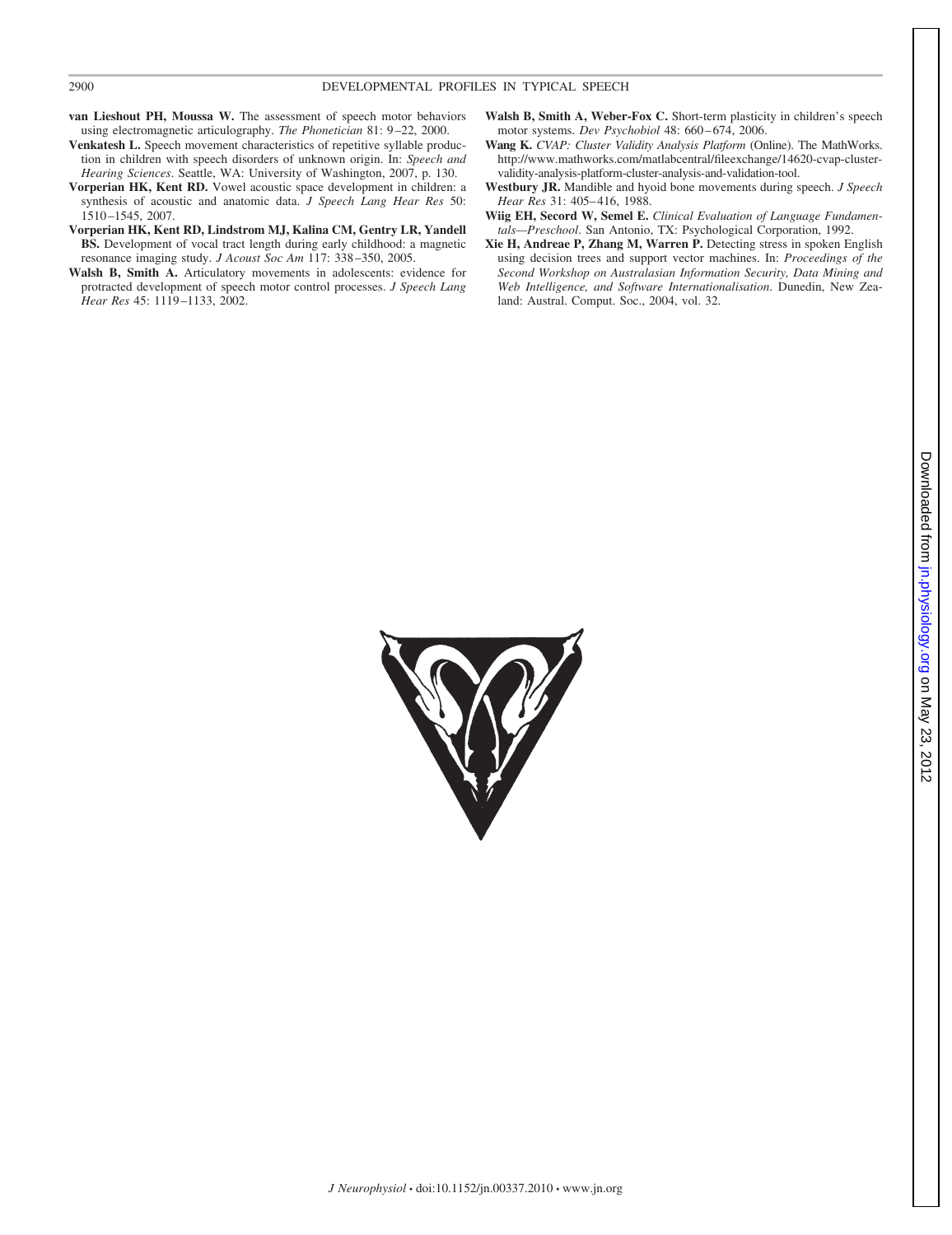**van Lieshout PH, Moussa W.** The assessment of speech motor behaviors using electromagnetic articulography. *The Phonetician* 81: 9–22, 2000.

**Venkatesh L.** Speech movement characteristics of repetitive syllable production in children with speech disorders of unknown origin. In: *Speech and Hearing Sciences*. Seattle, WA: University of Washington, 2007, p. 130.

**Vorperian HK, Kent RD.** Vowel acoustic space development in children: a synthesis of acoustic and anatomic data. *J Speech Lang Hear Res* 50: 1510–1545, 2007.

**Vorperian HK, Kent RD, Lindstrom MJ, Kalina CM, Gentry LR, Yandell BS.** Development of vocal tract length during early childhood: a magnetic resonance imaging study. *J Acoust Soc Am* 117: 338–350, 2005.

**Walsh B, Smith A.** Articulatory movements in adolescents: evidence for protracted development of speech motor control processes. *J Speech Lang Hear Res* 45: 1119–1133, 2002.

**Walsh B, Smith A, Weber-Fox C.** Short-term plasticity in children's speech motor systems. *Dev Psychobiol* 48: 660–674, 2006.

**Wang K.** *CVAP: Cluster Validity Analysis Platform* (Online). The MathWorks. http://www.mathworks.com/matlabcentral/fileexchange/14620-cvap-cluster-validity-analysis-platform-cluster-analysis-and-validation-tool.

**Westbury JR.** Mandible and hyoid bone movements during speech. *J Speech Hear Res* 31: 405–416, 1988.

**Wiig EH, Secord W, Semel E.** *Clinical Evaluation of Language Fundamentals—Preschool*. San Antonio, TX: Psychological Corporation, 1992.

**Xie H, Andreae P, Zhang M, Warren P.** Detecting stress in spoken English using decision trees and support vector machines. In: *Proceedings of the Second Workshop on Australasian Information Security, Data Mining and Web Intelligence, and Software Internationalisation*. Dunedin, New Zealand: Austral. Comput. Soc., 2004, vol. 32.